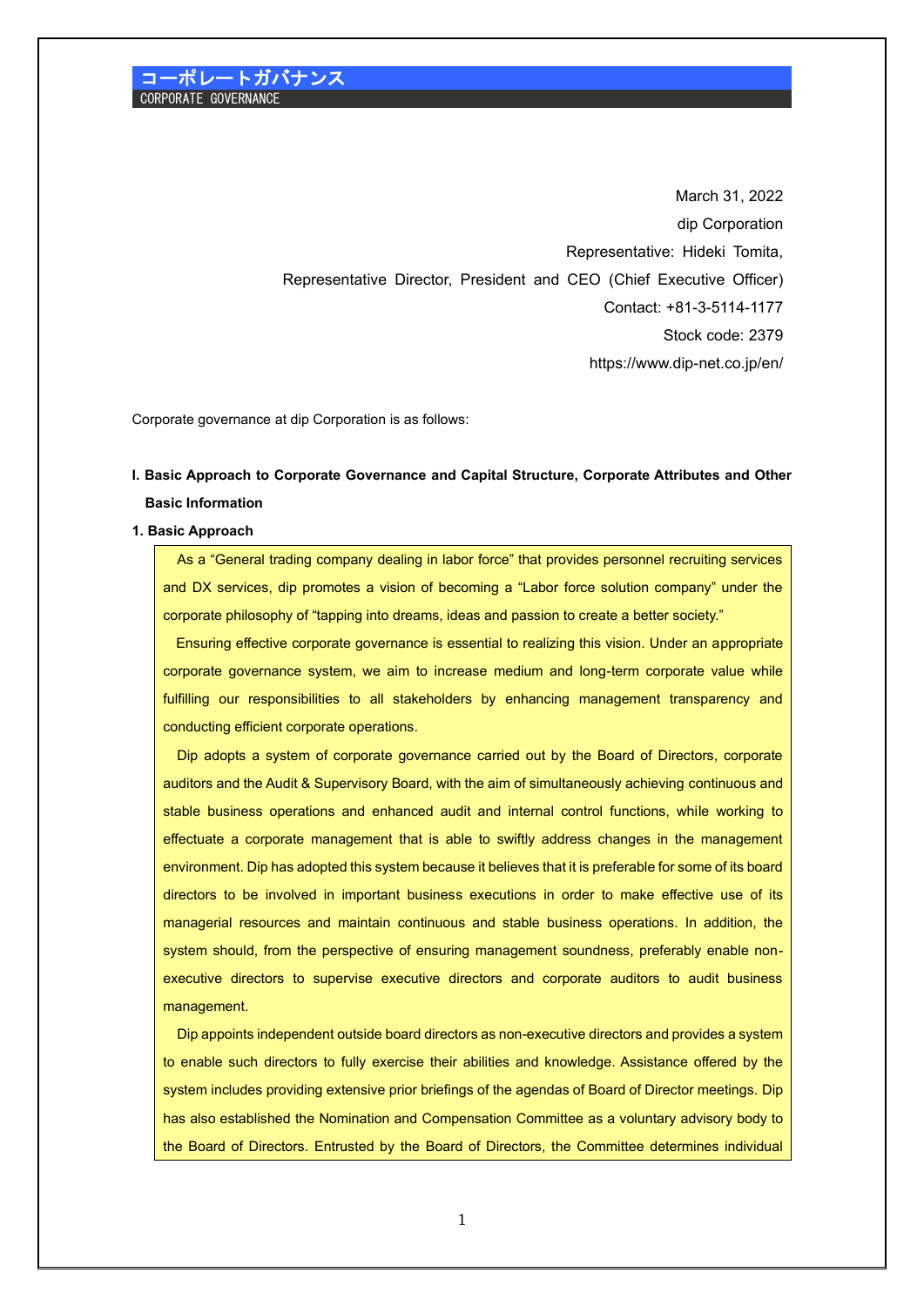# コーポレートガバナンス

CORPORATE GOVERNANCE

March 31, 2022

dip Corporation

Representative: Hideki Tomita,

Representative Director, President and CEO (Chief Executive Officer)

Contact: +81-3-5114-1177

Stock code: 2379

https://www.dip-net.co.jp/en/

Corporate governance at dip Corporation is as follows:

**I. Basic Approach to Corporate Governance and Capital Structure, Corporate Attributes and Other Basic Information**

**1. Basic Approach**

As a "General trading company dealing in labor force" that provides personnel recruiting services and DX services, dip promotes a vision of becoming a "Labor force solution company" under the corporate philosophy of "tapping into dreams, ideas and passion to create a better society."

Ensuring effective corporate governance is essential to realizing this vision. Under an appropriate corporate governance system, we aim to increase medium and long-term corporate value while fulfilling our responsibilities to all stakeholders by enhancing management transparency and conducting efficient corporate operations.

Dip adopts a system of corporate governance carried out by the Board of Directors, corporate auditors and the Audit & Supervisory Board, with the aim of simultaneously achieving continuous and stable business operations and enhanced audit and internal control functions, while working to effectuate a corporate management that is able to swiftly address changes in the management environment. Dip has adopted this system because it believes that it is preferable for some of its board directors to be involved in important business executions in order to make effective use of its managerial resources and maintain continuous and stable business operations. In addition, the system should, from the perspective of ensuring management soundness, preferably enable non-executive directors to supervise executive directors and corporate auditors to audit business management.

Dip appoints independent outside board directors as non-executive directors and provides a system to enable such directors to fully exercise their abilities and knowledge. Assistance offered by the system includes providing extensive prior briefings of the agendas of Board of Director meetings. Dip has also established the Nomination and Compensation Committee as a voluntary advisory body to the Board of Directors. Entrusted by the Board of Directors, the Committee determines individual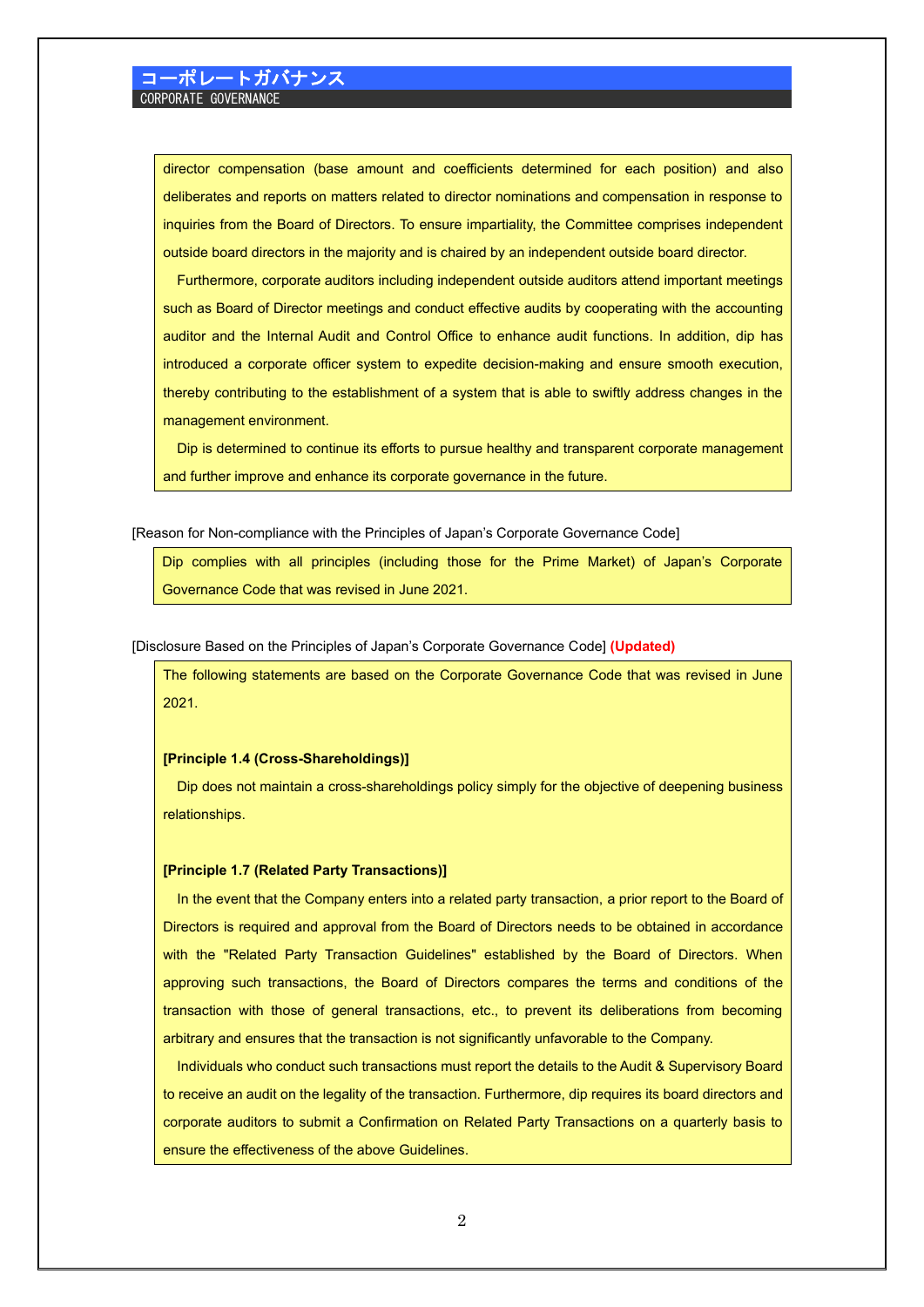director compensation (base amount and coefficients determined for each position) and also deliberates and reports on matters related to director nominations and compensation in response to inquiries from the Board of Directors. To ensure impartiality, the Committee comprises independent outside board directors in the majority and is chaired by an independent outside board director.

Furthermore, corporate auditors including independent outside auditors attend important meetings such as Board of Director meetings and conduct effective audits by cooperating with the accounting auditor and the Internal Audit and Control Office to enhance audit functions. In addition, dip has introduced a corporate officer system to expedite decision-making and ensure smooth execution, thereby contributing to the establishment of a system that is able to swiftly address changes in the management environment.

Dip is determined to continue its efforts to pursue healthy and transparent corporate management and further improve and enhance its corporate governance in the future.

[Reason for Non-compliance with the Principles of Japan's Corporate Governance Code]

Dip complies with all principles (including those for the Prime Market) of Japan's Corporate Governance Code that was revised in June 2021.

[Disclosure Based on the Principles of Japan's Corporate Governance Code] **(Updated)**

The following statements are based on the Corporate Governance Code that was revised in June 2021.

**[Principle 1.4 (Cross-Shareholdings)]**

Dip does not maintain a cross-shareholdings policy simply for the objective of deepening business relationships.

**[Principle 1.7 (Related Party Transactions)]**

In the event that the Company enters into a related party transaction, a prior report to the Board of Directors is required and approval from the Board of Directors needs to be obtained in accordance with the "Related Party Transaction Guidelines" established by the Board of Directors. When approving such transactions, the Board of Directors compares the terms and conditions of the transaction with those of general transactions, etc., to prevent its deliberations from becoming arbitrary and ensures that the transaction is not significantly unfavorable to the Company.

Individuals who conduct such transactions must report the details to the Audit & Supervisory Board to receive an audit on the legality of the transaction. Furthermore, dip requires its board directors and corporate auditors to submit a Confirmation on Related Party Transactions on a quarterly basis to ensure the effectiveness of the above Guidelines.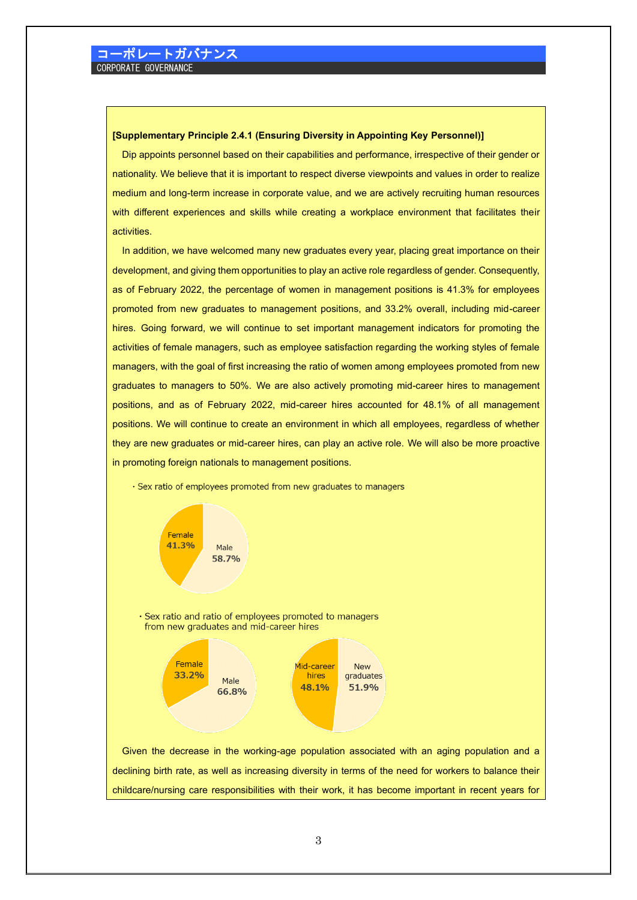# コーポレートガバナンス
CORPORATE GOVERNANCE

**[Supplementary Principle 2.4.1 (Ensuring Diversity in Appointing Key Personnel)]**

Dip appoints personnel based on their capabilities and performance, irrespective of their gender or nationality. We believe that it is important to respect diverse viewpoints and values in order to realize medium and long-term increase in corporate value, and we are actively recruiting human resources with different experiences and skills while creating a workplace environment that facilitates their activities.

In addition, we have welcomed many new graduates every year, placing great importance on their development, and giving them opportunities to play an active role regardless of gender. Consequently, as of February 2022, the percentage of women in management positions is 41.3% for employees promoted from new graduates to management positions, and 33.2% overall, including mid-career hires. Going forward, we will continue to set important management indicators for promoting the activities of female managers, such as employee satisfaction regarding the working styles of female managers, with the goal of first increasing the ratio of women among employees promoted from new graduates to managers to 50%. We are also actively promoting mid-career hires to management positions, and as of February 2022, mid-career hires accounted for 48.1% of all management positions. We will continue to create an environment in which all employees, regardless of whether they are new graduates or mid-career hires, can play an active role. We will also be more proactive in promoting foreign nationals to management positions.

・Sex ratio of employees promoted from new graduates to managers

| Female | Male |
|---|---|
| 41.3% | 58.7% |

・Sex ratio and ratio of employees promoted to managers from new graduates and mid-career hires

| Female | Male |
|---|---|
| 33.2% | 66.8% |

| Mid-career hires | New graduates |
|---|---|
| 48.1% | 51.9% |

Given the decrease in the working-age population associated with an aging population and a declining birth rate, as well as increasing diversity in terms of the need for workers to balance their childcare/nursing care responsibilities with their work, it has become important in recent years for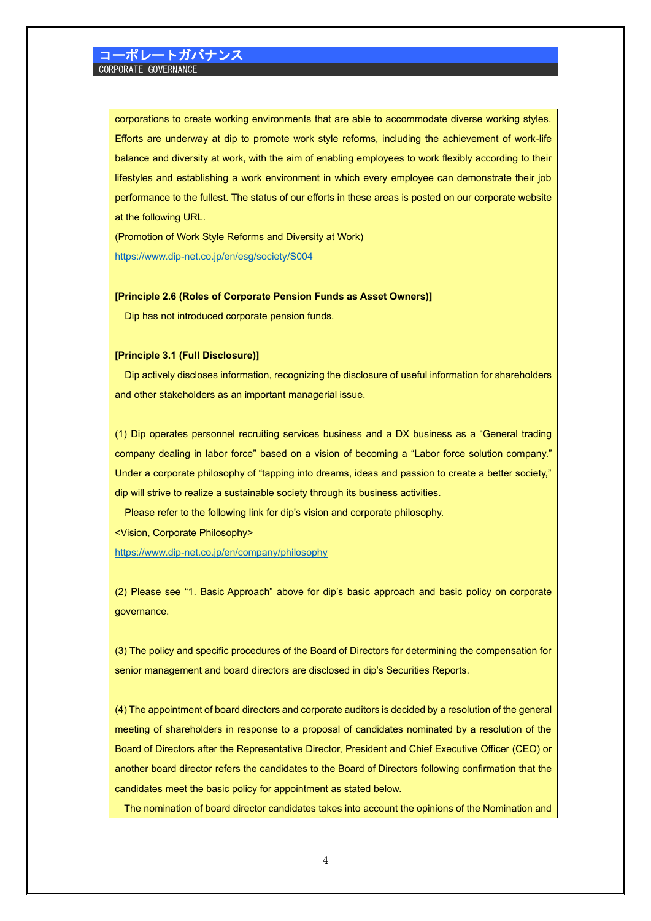corporations to create working environments that are able to accommodate diverse working styles. Efforts are underway at dip to promote work style reforms, including the achievement of work-life balance and diversity at work, with the aim of enabling employees to work flexibly according to their lifestyles and establishing a work environment in which every employee can demonstrate their job performance to the fullest. The status of our efforts in these areas is posted on our corporate website at the following URL.

(Promotion of Work Style Reforms and Diversity at Work)

https://www.dip-net.co.jp/en/esg/society/S004

**[Principle 2.6 (Roles of Corporate Pension Funds as Asset Owners)]**

Dip has not introduced corporate pension funds.

**[Principle 3.1 (Full Disclosure)]**

Dip actively discloses information, recognizing the disclosure of useful information for shareholders and other stakeholders as an important managerial issue.

(1) Dip operates personnel recruiting services business and a DX business as a "General trading company dealing in labor force" based on a vision of becoming a "Labor force solution company." Under a corporate philosophy of "tapping into dreams, ideas and passion to create a better society," dip will strive to realize a sustainable society through its business activities.

Please refer to the following link for dip's vision and corporate philosophy.

<Vision, Corporate Philosophy>

https://www.dip-net.co.jp/en/company/philosophy

(2) Please see "1. Basic Approach" above for dip's basic approach and basic policy on corporate governance.

(3) The policy and specific procedures of the Board of Directors for determining the compensation for senior management and board directors are disclosed in dip's Securities Reports.

(4) The appointment of board directors and corporate auditors is decided by a resolution of the general meeting of shareholders in response to a proposal of candidates nominated by a resolution of the Board of Directors after the Representative Director, President and Chief Executive Officer (CEO) or another board director refers the candidates to the Board of Directors following confirmation that the candidates meet the basic policy for appointment as stated below.

The nomination of board director candidates takes into account the opinions of the Nomination and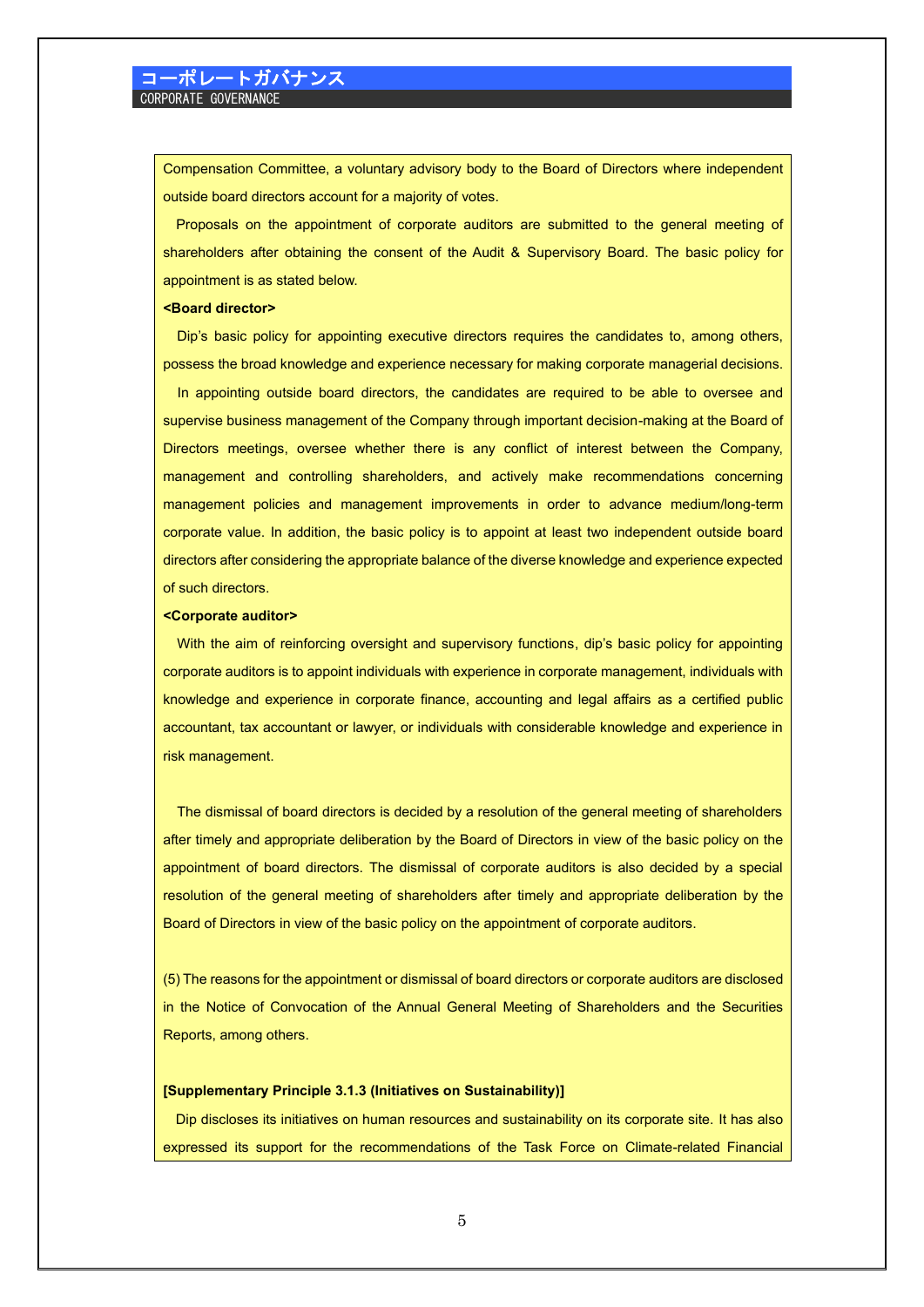Compensation Committee, a voluntary advisory body to the Board of Directors where independent outside board directors account for a majority of votes.

Proposals on the appointment of corporate auditors are submitted to the general meeting of shareholders after obtaining the consent of the Audit & Supervisory Board. The basic policy for appointment is as stated below.

**<Board director>**

Dip's basic policy for appointing executive directors requires the candidates to, among others, possess the broad knowledge and experience necessary for making corporate managerial decisions.

In appointing outside board directors, the candidates are required to be able to oversee and supervise business management of the Company through important decision-making at the Board of Directors meetings, oversee whether there is any conflict of interest between the Company, management and controlling shareholders, and actively make recommendations concerning management policies and management improvements in order to advance medium/long-term corporate value. In addition, the basic policy is to appoint at least two independent outside board directors after considering the appropriate balance of the diverse knowledge and experience expected of such directors.

**<Corporate auditor>**

With the aim of reinforcing oversight and supervisory functions, dip's basic policy for appointing corporate auditors is to appoint individuals with experience in corporate management, individuals with knowledge and experience in corporate finance, accounting and legal affairs as a certified public accountant, tax accountant or lawyer, or individuals with considerable knowledge and experience in risk management.

The dismissal of board directors is decided by a resolution of the general meeting of shareholders after timely and appropriate deliberation by the Board of Directors in view of the basic policy on the appointment of board directors. The dismissal of corporate auditors is also decided by a special resolution of the general meeting of shareholders after timely and appropriate deliberation by the Board of Directors in view of the basic policy on the appointment of corporate auditors.

(5) The reasons for the appointment or dismissal of board directors or corporate auditors are disclosed in the Notice of Convocation of the Annual General Meeting of Shareholders and the Securities Reports, among others.

**[Supplementary Principle 3.1.3 (Initiatives on Sustainability)]**

Dip discloses its initiatives on human resources and sustainability on its corporate site. It has also expressed its support for the recommendations of the Task Force on Climate-related Financial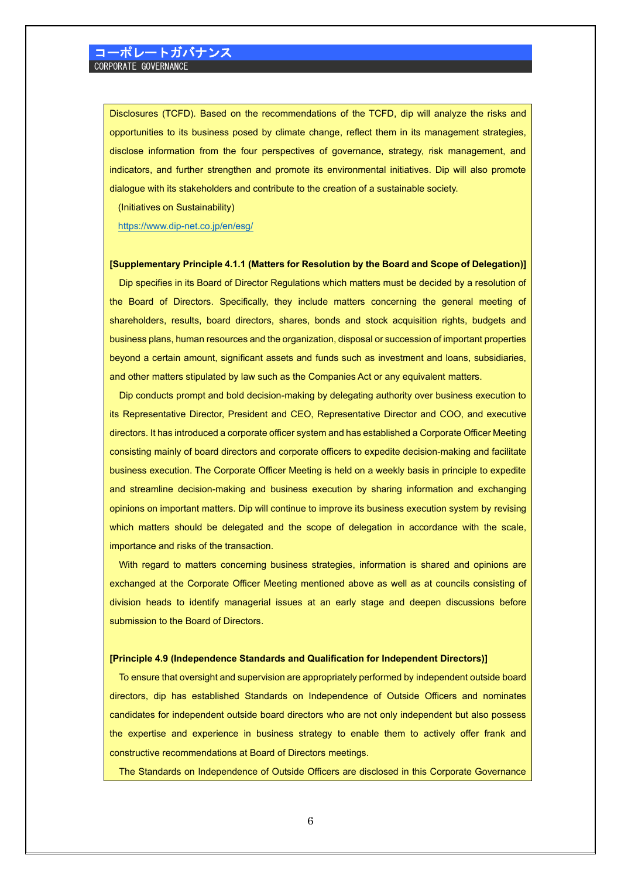Disclosures (TCFD). Based on the recommendations of the TCFD, dip will analyze the risks and opportunities to its business posed by climate change, reflect them in its management strategies, disclose information from the four perspectives of governance, strategy, risk management, and indicators, and further strengthen and promote its environmental initiatives. Dip will also promote dialogue with its stakeholders and contribute to the creation of a sustainable society.

(Initiatives on Sustainability)

https://www.dip-net.co.jp/en/esg/

**[Supplementary Principle 4.1.1 (Matters for Resolution by the Board and Scope of Delegation)]**

Dip specifies in its Board of Director Regulations which matters must be decided by a resolution of the Board of Directors. Specifically, they include matters concerning the general meeting of shareholders, results, board directors, shares, bonds and stock acquisition rights, budgets and business plans, human resources and the organization, disposal or succession of important properties beyond a certain amount, significant assets and funds such as investment and loans, subsidiaries, and other matters stipulated by law such as the Companies Act or any equivalent matters.

Dip conducts prompt and bold decision-making by delegating authority over business execution to its Representative Director, President and CEO, Representative Director and COO, and executive directors. It has introduced a corporate officer system and has established a Corporate Officer Meeting consisting mainly of board directors and corporate officers to expedite decision-making and facilitate business execution. The Corporate Officer Meeting is held on a weekly basis in principle to expedite and streamline decision-making and business execution by sharing information and exchanging opinions on important matters. Dip will continue to improve its business execution system by revising which matters should be delegated and the scope of delegation in accordance with the scale, importance and risks of the transaction.

With regard to matters concerning business strategies, information is shared and opinions are exchanged at the Corporate Officer Meeting mentioned above as well as at councils consisting of division heads to identify managerial issues at an early stage and deepen discussions before submission to the Board of Directors.

**[Principle 4.9 (Independence Standards and Qualification for Independent Directors)]**

To ensure that oversight and supervision are appropriately performed by independent outside board directors, dip has established Standards on Independence of Outside Officers and nominates candidates for independent outside board directors who are not only independent but also possess the expertise and experience in business strategy to enable them to actively offer frank and constructive recommendations at Board of Directors meetings.

The Standards on Independence of Outside Officers are disclosed in this Corporate Governance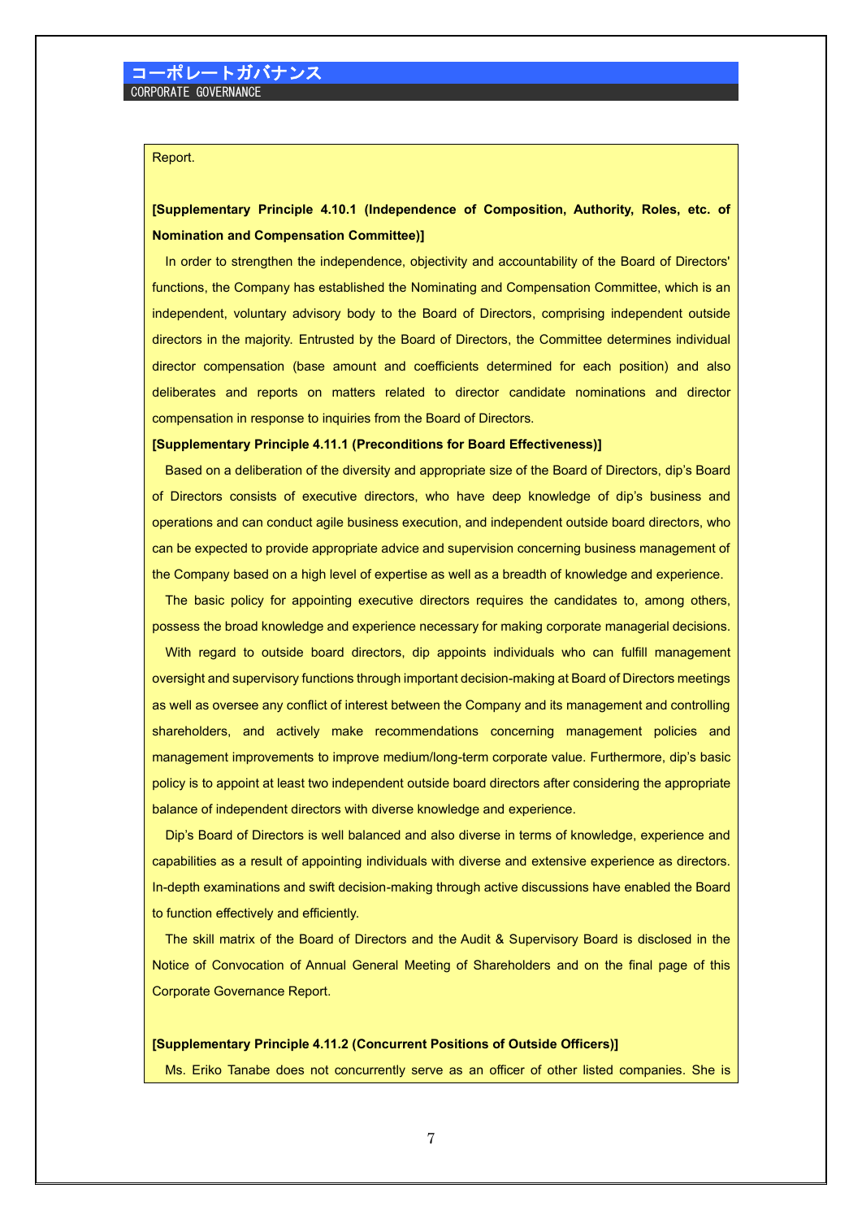Report.

**[Supplementary Principle 4.10.1 (Independence of Composition, Authority, Roles, etc. of Nomination and Compensation Committee)]**

In order to strengthen the independence, objectivity and accountability of the Board of Directors' functions, the Company has established the Nominating and Compensation Committee, which is an independent, voluntary advisory body to the Board of Directors, comprising independent outside directors in the majority. Entrusted by the Board of Directors, the Committee determines individual director compensation (base amount and coefficients determined for each position) and also deliberates and reports on matters related to director candidate nominations and director compensation in response to inquiries from the Board of Directors.

**[Supplementary Principle 4.11.1 (Preconditions for Board Effectiveness)]**

Based on a deliberation of the diversity and appropriate size of the Board of Directors, dip's Board of Directors consists of executive directors, who have deep knowledge of dip's business and operations and can conduct agile business execution, and independent outside board directors, who can be expected to provide appropriate advice and supervision concerning business management of the Company based on a high level of expertise as well as a breadth of knowledge and experience.

The basic policy for appointing executive directors requires the candidates to, among others, possess the broad knowledge and experience necessary for making corporate managerial decisions.

With regard to outside board directors, dip appoints individuals who can fulfill management oversight and supervisory functions through important decision-making at Board of Directors meetings as well as oversee any conflict of interest between the Company and its management and controlling shareholders, and actively make recommendations concerning management policies and management improvements to improve medium/long-term corporate value. Furthermore, dip's basic policy is to appoint at least two independent outside board directors after considering the appropriate balance of independent directors with diverse knowledge and experience.

Dip's Board of Directors is well balanced and also diverse in terms of knowledge, experience and capabilities as a result of appointing individuals with diverse and extensive experience as directors. In-depth examinations and swift decision-making through active discussions have enabled the Board to function effectively and efficiently.

The skill matrix of the Board of Directors and the Audit & Supervisory Board is disclosed in the Notice of Convocation of Annual General Meeting of Shareholders and on the final page of this Corporate Governance Report.

**[Supplementary Principle 4.11.2 (Concurrent Positions of Outside Officers)]**

Ms. Eriko Tanabe does not concurrently serve as an officer of other listed companies. She is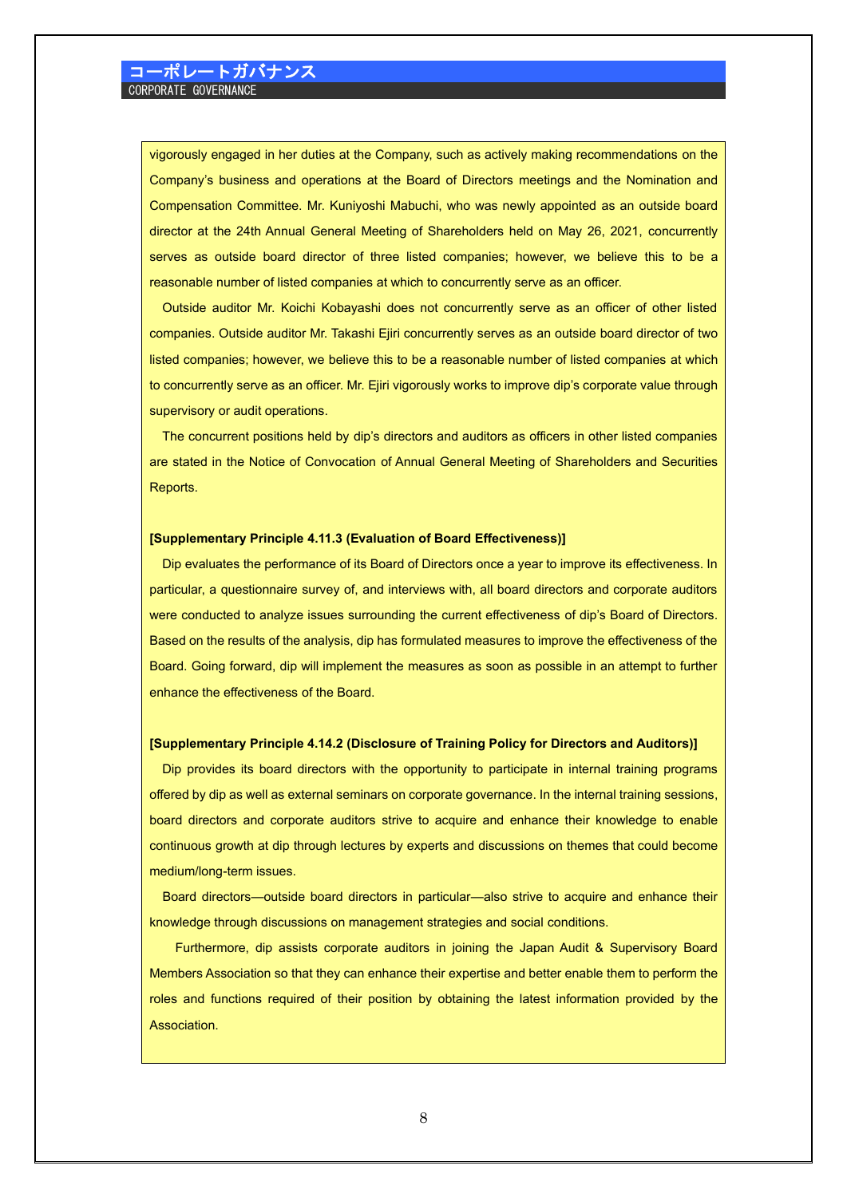vigorously engaged in her duties at the Company, such as actively making recommendations on the Company's business and operations at the Board of Directors meetings and the Nomination and Compensation Committee. Mr. Kuniyoshi Mabuchi, who was newly appointed as an outside board director at the 24th Annual General Meeting of Shareholders held on May 26, 2021, concurrently serves as outside board director of three listed companies; however, we believe this to be a reasonable number of listed companies at which to concurrently serve as an officer.

Outside auditor Mr. Koichi Kobayashi does not concurrently serve as an officer of other listed companies. Outside auditor Mr. Takashi Ejiri concurrently serves as an outside board director of two listed companies; however, we believe this to be a reasonable number of listed companies at which to concurrently serve as an officer. Mr. Ejiri vigorously works to improve dip's corporate value through supervisory or audit operations.

The concurrent positions held by dip's directors and auditors as officers in other listed companies are stated in the Notice of Convocation of Annual General Meeting of Shareholders and Securities Reports.

**[Supplementary Principle 4.11.3 (Evaluation of Board Effectiveness)]**

Dip evaluates the performance of its Board of Directors once a year to improve its effectiveness. In particular, a questionnaire survey of, and interviews with, all board directors and corporate auditors were conducted to analyze issues surrounding the current effectiveness of dip's Board of Directors. Based on the results of the analysis, dip has formulated measures to improve the effectiveness of the Board. Going forward, dip will implement the measures as soon as possible in an attempt to further enhance the effectiveness of the Board.

**[Supplementary Principle 4.14.2 (Disclosure of Training Policy for Directors and Auditors)]**

Dip provides its board directors with the opportunity to participate in internal training programs offered by dip as well as external seminars on corporate governance. In the internal training sessions, board directors and corporate auditors strive to acquire and enhance their knowledge to enable continuous growth at dip through lectures by experts and discussions on themes that could become medium/long-term issues.

Board directors—outside board directors in particular—also strive to acquire and enhance their knowledge through discussions on management strategies and social conditions.

Furthermore, dip assists corporate auditors in joining the Japan Audit & Supervisory Board Members Association so that they can enhance their expertise and better enable them to perform the roles and functions required of their position by obtaining the latest information provided by the Association.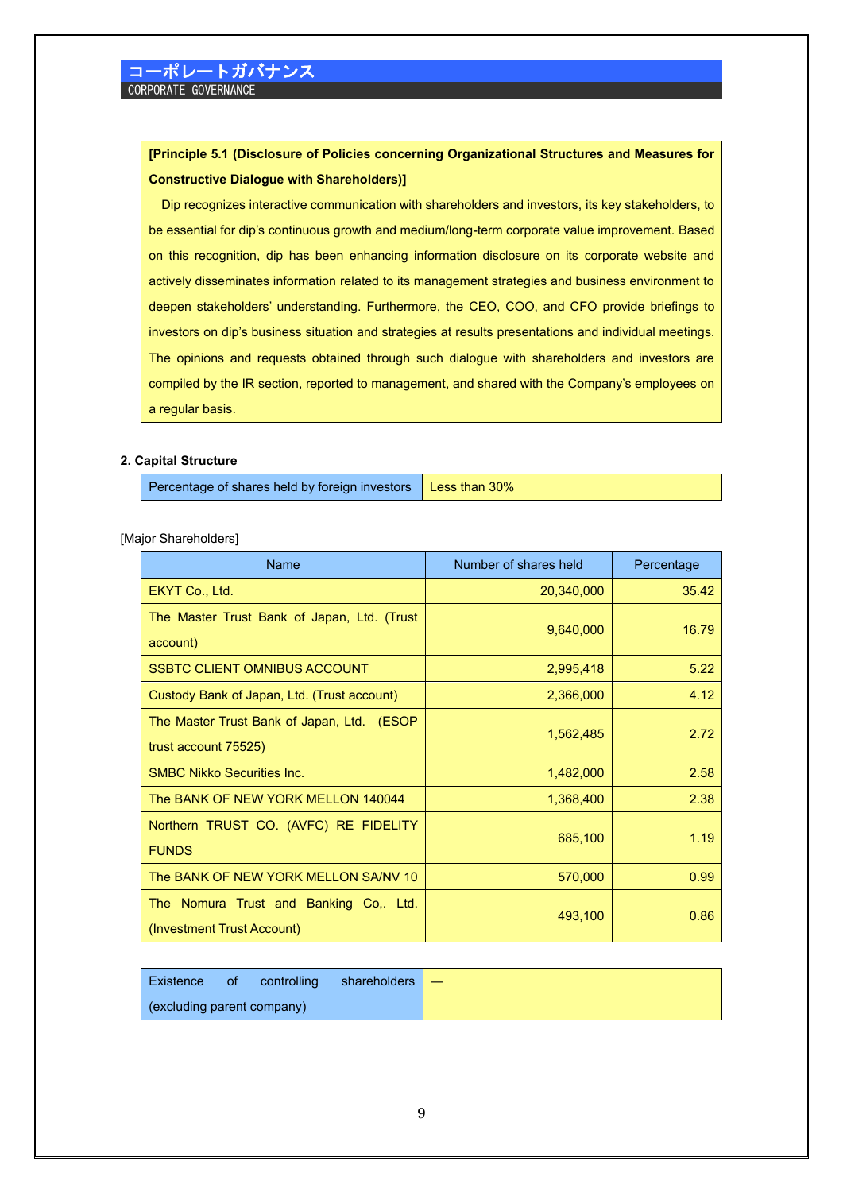# コーポレートガバナンス
CORPORATE GOVERNANCE

**[Principle 5.1 (Disclosure of Policies concerning Organizational Structures and Measures for Constructive Dialogue with Shareholders)]**

Dip recognizes interactive communication with shareholders and investors, its key stakeholders, to be essential for dip's continuous growth and medium/long-term corporate value improvement. Based on this recognition, dip has been enhancing information disclosure on its corporate website and actively disseminates information related to its management strategies and business environment to deepen stakeholders' understanding. Furthermore, the CEO, COO, and CFO provide briefings to investors on dip's business situation and strategies at results presentations and individual meetings. The opinions and requests obtained through such dialogue with shareholders and investors are compiled by the IR section, reported to management, and shared with the Company's employees on a regular basis.

**2. Capital Structure**

| Percentage of shares held by foreign investors | Less than 30% |
|---|---|

[Major Shareholders]

| Name | Number of shares held | Percentage |
|---|---|---|
| EKYT Co., Ltd. | 20,340,000 | 35.42 |
| The Master Trust Bank of Japan, Ltd. (Trust account) | 9,640,000 | 16.79 |
| SSBTC CLIENT OMNIBUS ACCOUNT | 2,995,418 | 5.22 |
| Custody Bank of Japan, Ltd. (Trust account) | 2,366,000 | 4.12 |
| The Master Trust Bank of Japan, Ltd. (ESOP trust account 75525) | 1,562,485 | 2.72 |
| SMBC Nikko Securities Inc. | 1,482,000 | 2.58 |
| The BANK OF NEW YORK MELLON 140044 | 1,368,400 | 2.38 |
| Northern TRUST CO. (AVFC) RE FIDELITY FUNDS | 685,100 | 1.19 |
| The BANK OF NEW YORK MELLON SA/NV 10 | 570,000 | 0.99 |
| The Nomura Trust and Banking Co,. Ltd. (Investment Trust Account) | 493,100 | 0.86 |

| Existence of controlling shareholders (excluding parent company) | — |
|---|---|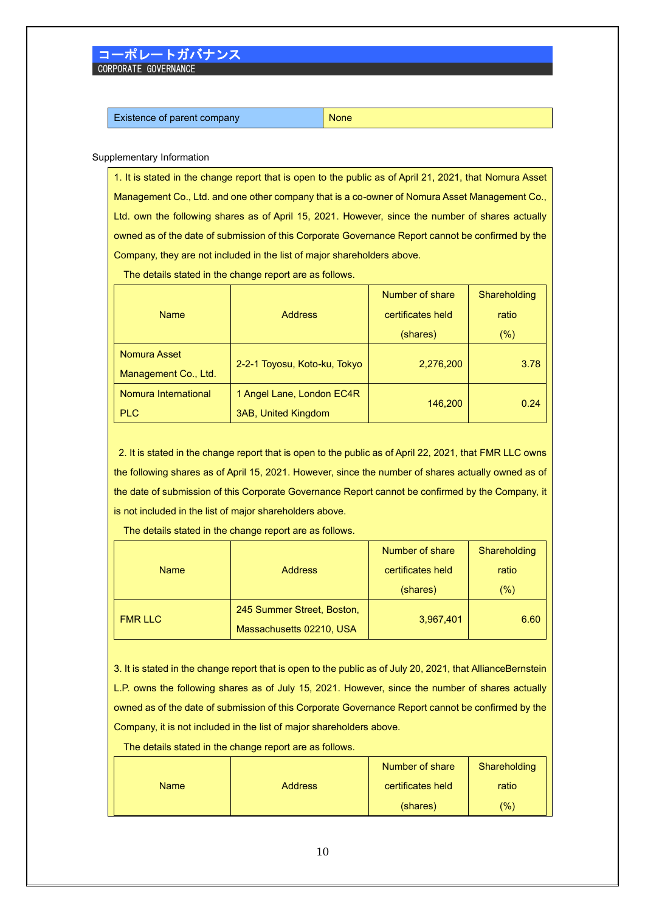| Existence of parent company | None |
|---|---|

Supplementary Information

1. It is stated in the change report that is open to the public as of April 21, 2021, that Nomura Asset Management Co., Ltd. and one other company that is a co-owner of Nomura Asset Management Co., Ltd. own the following shares as of April 15, 2021. However, since the number of shares actually owned as of the date of submission of this Corporate Governance Report cannot be confirmed by the Company, they are not included in the list of major shareholders above.

The details stated in the change report are as follows.

| Name | Address | Number of share certificates held (shares) | Shareholding ratio (%) |
|---|---|---|---|
| Nomura Asset Management Co., Ltd. | 2-2-1 Toyosu, Koto-ku, Tokyo | 2,276,200 | 3.78 |
| Nomura International PLC | 1 Angel Lane, London EC4R 3AB, United Kingdom | 146,200 | 0.24 |

2. It is stated in the change report that is open to the public as of April 22, 2021, that FMR LLC owns the following shares as of April 15, 2021. However, since the number of shares actually owned as of the date of submission of this Corporate Governance Report cannot be confirmed by the Company, it is not included in the list of major shareholders above.

The details stated in the change report are as follows.

| Name | Address | Number of share certificates held (shares) | Shareholding ratio (%) |
|---|---|---|---|
| FMR LLC | 245 Summer Street, Boston, Massachusetts 02210, USA | 3,967,401 | 6.60 |

3. It is stated in the change report that is open to the public as of July 20, 2021, that AllianceBernstein L.P. owns the following shares as of July 15, 2021. However, since the number of shares actually owned as of the date of submission of this Corporate Governance Report cannot be confirmed by the Company, it is not included in the list of major shareholders above.

The details stated in the change report are as follows.

| Name | Address | Number of share certificates held (shares) | Shareholding ratio (%) |
|---|---|---|---|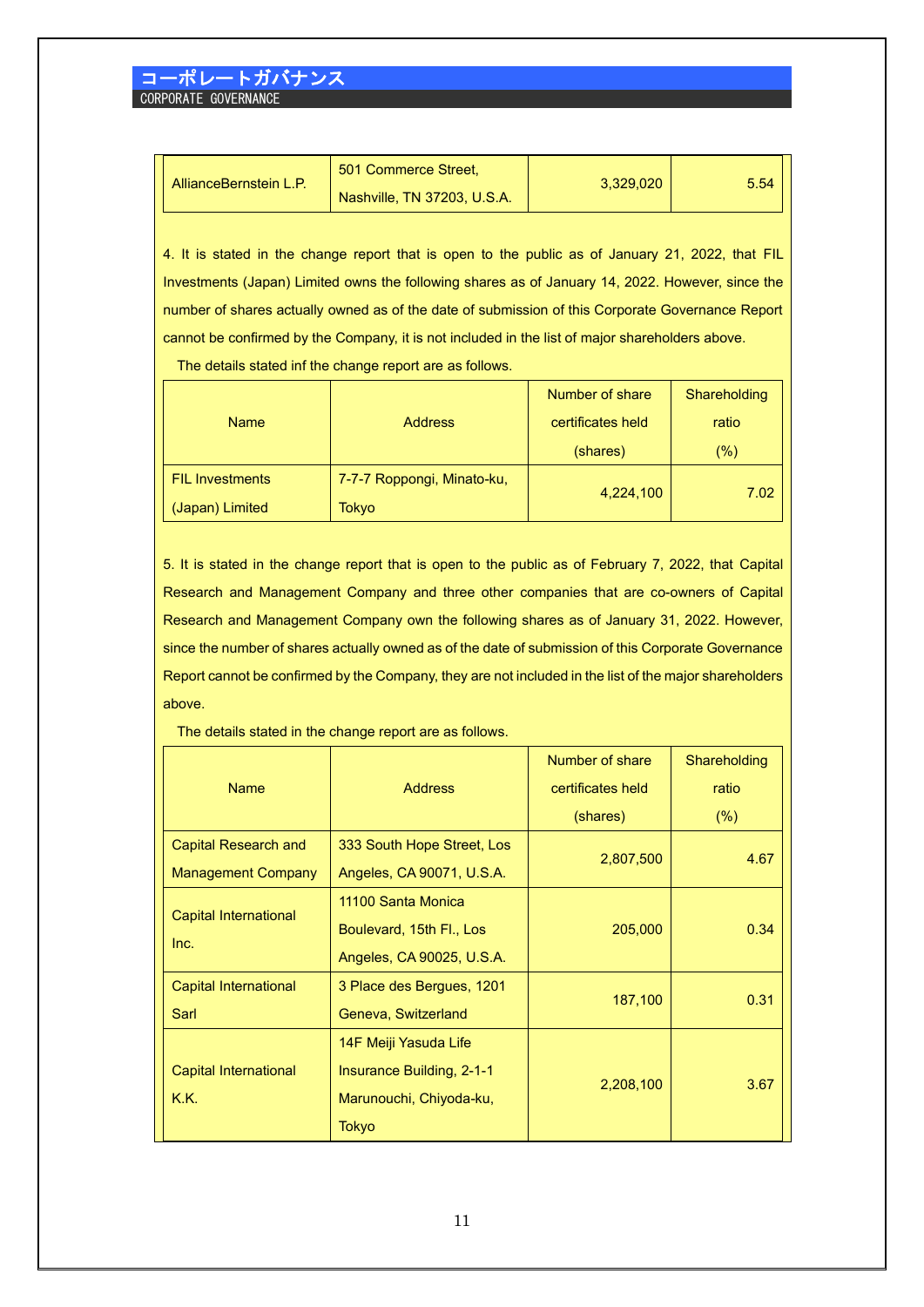| AllianceBernstein L.P. | 501 Commerce Street, Nashville, TN 37203, U.S.A. | 3,329,020 | 5.54 |
|---|---|---|---|

4. It is stated in the change report that is open to the public as of January 21, 2022, that FIL Investments (Japan) Limited owns the following shares as of January 14, 2022. However, since the number of shares actually owned as of the date of submission of this Corporate Governance Report cannot be confirmed by the Company, it is not included in the list of major shareholders above.

The details stated inf the change report are as follows.

| Name | Address | Number of share certificates held (shares) | Shareholding ratio (%) |
|---|---|---|---|
| FIL Investments (Japan) Limited | 7-7-7 Roppongi, Minato-ku, Tokyo | 4,224,100 | 7.02 |

5. It is stated in the change report that is open to the public as of February 7, 2022, that Capital Research and Management Company and three other companies that are co-owners of Capital Research and Management Company own the following shares as of January 31, 2022. However, since the number of shares actually owned as of the date of submission of this Corporate Governance Report cannot be confirmed by the Company, they are not included in the list of the major shareholders above.

The details stated in the change report are as follows.

| Name | Address | Number of share certificates held (shares) | Shareholding ratio (%) |
|---|---|---|---|
| Capital Research and Management Company | 333 South Hope Street, Los Angeles, CA 90071, U.S.A. | 2,807,500 | 4.67 |
| Capital International Inc. | 11100 Santa Monica Boulevard, 15th Fl., Los Angeles, CA 90025, U.S.A. | 205,000 | 0.34 |
| Capital International Sarl | 3 Place des Bergues, 1201 Geneva, Switzerland | 187,100 | 0.31 |
| Capital International K.K. | 14F Meiji Yasuda Life Insurance Building, 2-1-1 Marunouchi, Chiyoda-ku, Tokyo | 2,208,100 | 3.67 |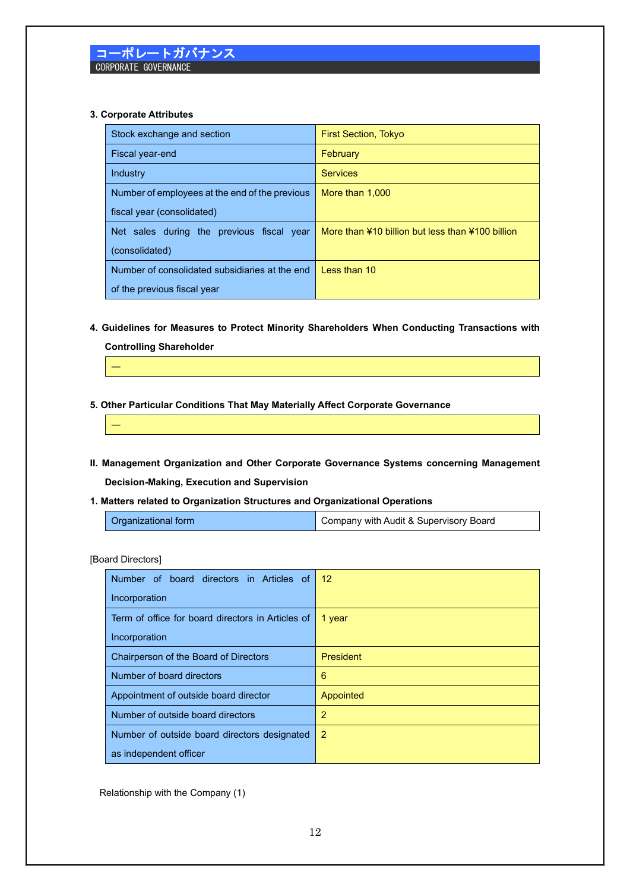### 3. Corporate Attributes

| | |
|---|---|
| Stock exchange and section | First Section, Tokyo |
| Fiscal year-end | February |
| Industry | Services |
| Number of employees at the end of the previous fiscal year (consolidated) | More than 1,000 |
| Net sales during the previous fiscal year (consolidated) | More than ¥10 billion but less than ¥100 billion |
| Number of consolidated subsidiaries at the end of the previous fiscal year | Less than 10 |

### 4. Guidelines for Measures to Protect Minority Shareholders When Conducting Transactions with Controlling Shareholder

| |
|---|
| — |

### 5. Other Particular Conditions That May Materially Affect Corporate Governance

| |
|---|
| — |

## II. Management Organization and Other Corporate Governance Systems concerning Management Decision-Making, Execution and Supervision

### 1. Matters related to Organization Structures and Organizational Operations

| | |
|---|---|
| Organizational form | Company with Audit & Supervisory Board |

[Board Directors]

| | |
|---|---|
| Number of board directors in Articles of Incorporation | 12 |
| Term of office for board directors in Articles of Incorporation | 1 year |
| Chairperson of the Board of Directors | President |
| Number of board directors | 6 |
| Appointment of outside board director | Appointed |
| Number of outside board directors | 2 |
| Number of outside board directors designated as independent officer | 2 |

Relationship with the Company (1)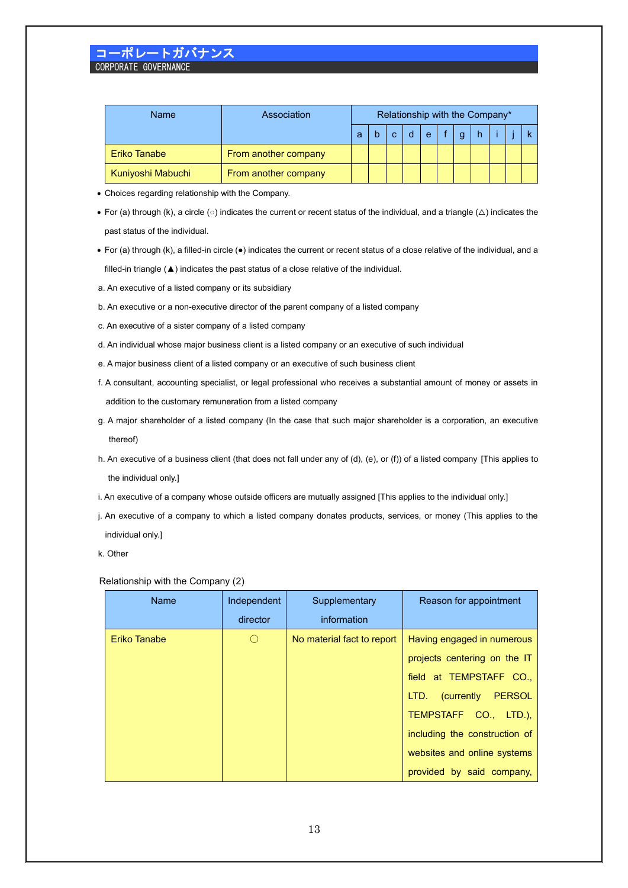| Name | Association | Relationship with the Company* | | | | | | | | | | |
|---|---|---|---|---|---|---|---|---|---|---|---|---|
| | | a | b | c | d | e | f | g | h | i | j | k |
| Eriko Tanabe | From another company | | | | | | | | | | | |
| Kuniyoshi Mabuchi | From another company | | | | | | | | | | | |

- Choices regarding relationship with the Company.
- For (a) through (k), a circle (○) indicates the current or recent status of the individual, and a triangle (△) indicates the past status of the individual.
- For (a) through (k), a filled-in circle (●) indicates the current or recent status of a close relative of the individual, and a filled-in triangle (▲) indicates the past status of a close relative of the individual.

a. An executive of a listed company or its subsidiary

b. An executive or a non-executive director of the parent company of a listed company

c. An executive of a sister company of a listed company

d. An individual whose major business client is a listed company or an executive of such individual

e. A major business client of a listed company or an executive of such business client

f. A consultant, accounting specialist, or legal professional who receives a substantial amount of money or assets in addition to the customary remuneration from a listed company

g. A major shareholder of a listed company (In the case that such major shareholder is a corporation, an executive thereof)

h. An executive of a business client (that does not fall under any of (d), (e), or (f)) of a listed company [This applies to the individual only.]

i. An executive of a company whose outside officers are mutually assigned [This applies to the individual only.]

j. An executive of a company to which a listed company donates products, services, or money (This applies to the individual only.]

k. Other

Relationship with the Company (2)

| Name | Independent director | Supplementary information | Reason for appointment |
|---|---|---|---|
| Eriko Tanabe | ○ | No material fact to report | Having engaged in numerous projects centering on the IT field at TEMPSTAFF CO., LTD. (currently PERSOL TEMPSTAFF CO., LTD.), including the construction of websites and online systems provided by said company, |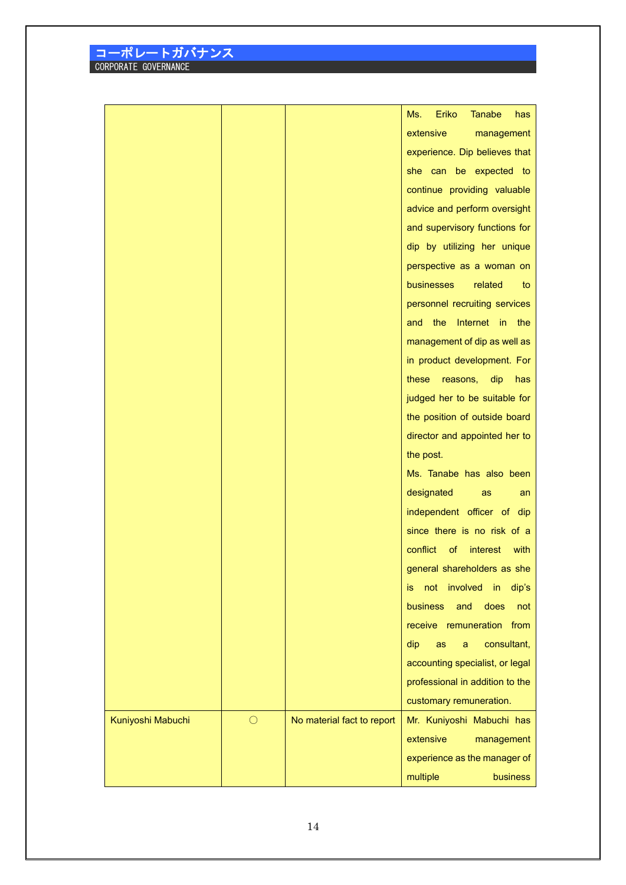| | | | |
|---|---|---|---|
| | | | Ms. Eriko Tanabe has extensive management experience. Dip believes that she can be expected to continue providing valuable advice and perform oversight and supervisory functions for dip by utilizing her unique perspective as a woman on businesses related to personnel recruiting services and the Internet in the management of dip as well as in product development. For these reasons, dip has judged her to be suitable for the position of outside board director and appointed her to the post.<br>Ms. Tanabe has also been designated as an independent officer of dip since there is no risk of a conflict of interest with general shareholders as she is not involved in dip's business and does not receive remuneration from dip as a consultant, accounting specialist, or legal professional in addition to the customary remuneration. |
| Kuniyoshi Mabuchi | 〇 | No material fact to report | Mr. Kuniyoshi Mabuchi has extensive management experience as the manager of multiple business |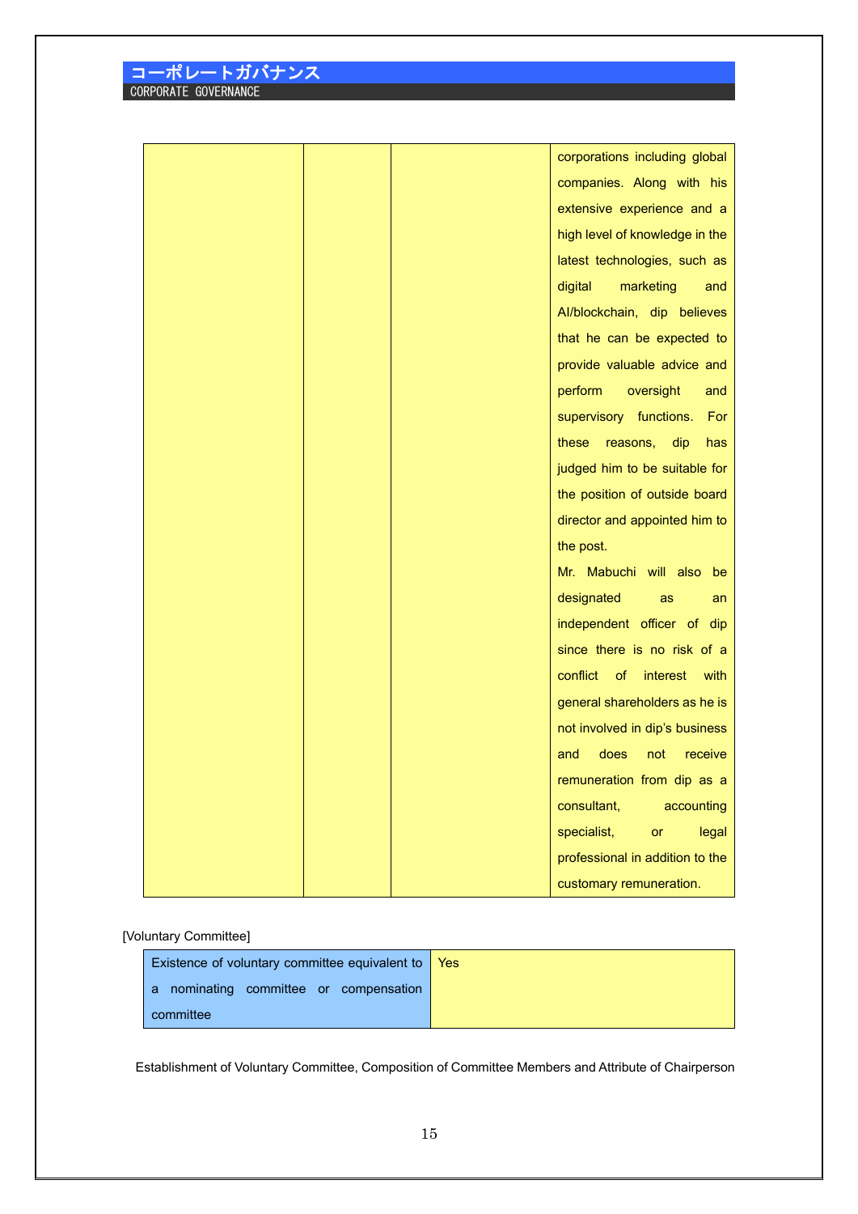| | | | |
|---|---|---|---|
| | | | corporations including global companies. Along with his extensive experience and a high level of knowledge in the latest technologies, such as digital marketing and AI/blockchain, dip believes that he can be expected to provide valuable advice and perform oversight and supervisory functions. For these reasons, dip has judged him to be suitable for the position of outside board director and appointed him to the post.<br>Mr. Mabuchi will also be designated as an independent officer of dip since there is no risk of a conflict of interest with general shareholders as he is not involved in dip's business and does not receive remuneration from dip as a consultant, accounting specialist, or legal professional in addition to the customary remuneration. |

[Voluntary Committee]

| | |
|---|---|
| Existence of voluntary committee equivalent to a nominating committee or compensation committee | Yes |

Establishment of Voluntary Committee, Composition of Committee Members and Attribute of Chairperson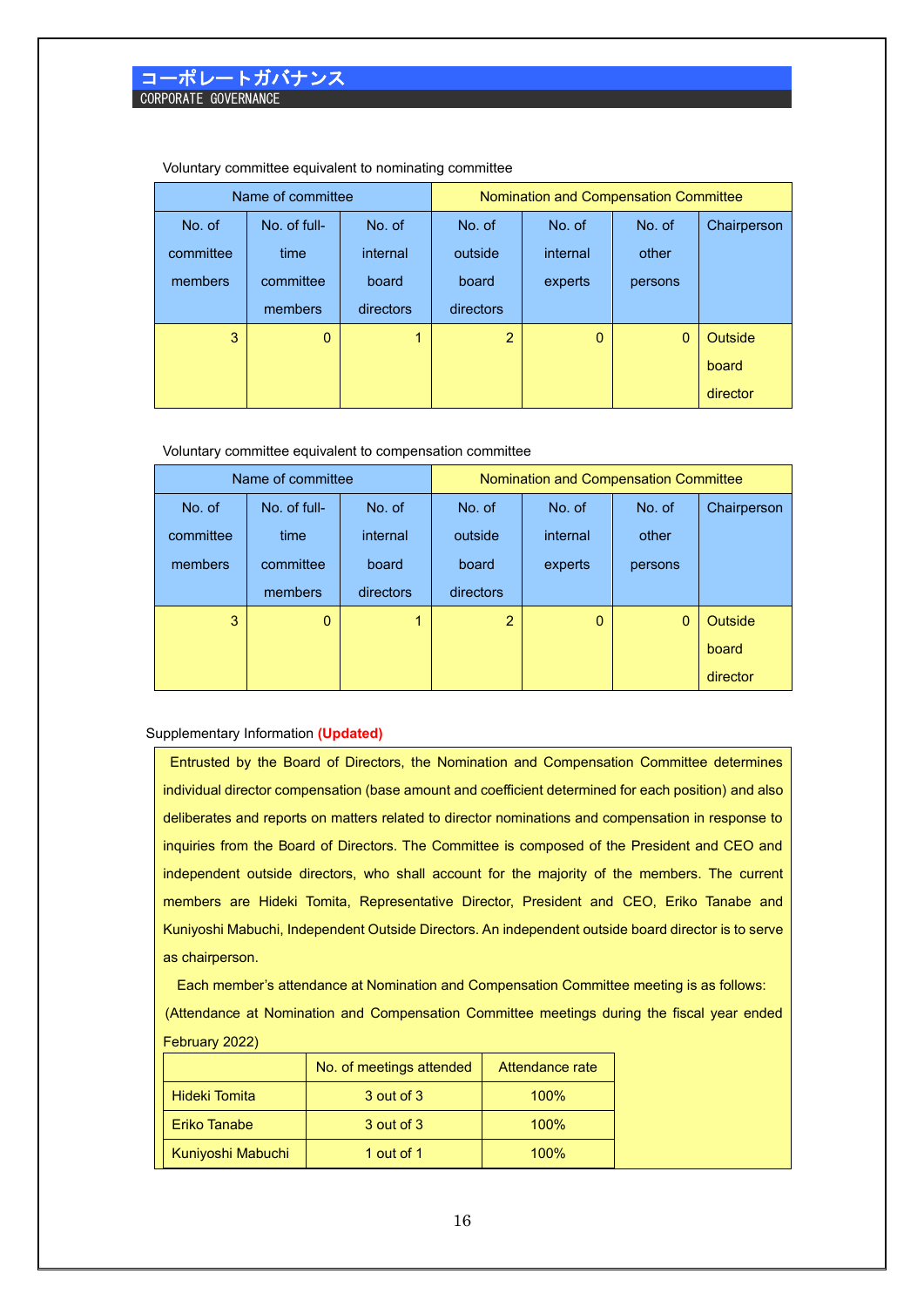# コーポレートガバナンス
CORPORATE GOVERNANCE

Voluntary committee equivalent to nominating committee

| Name of committee | | | Nomination and Compensation Committee | | | |
|---|---|---|---|---|---|---|
| No. of committee members | No. of full-time committee members | No. of internal board directors | No. of outside board directors | No. of internal experts | No. of other persons | Chairperson |
| 3 | 0 | 1 | 2 | 0 | 0 | Outside board director |

Voluntary committee equivalent to compensation committee

| Name of committee | | | Nomination and Compensation Committee | | | |
|---|---|---|---|---|---|---|
| No. of committee members | No. of full-time committee members | No. of internal board directors | No. of outside board directors | No. of internal experts | No. of other persons | Chairperson |
| 3 | 0 | 1 | 2 | 0 | 0 | Outside board director |

Supplementary Information **(Updated)**

Entrusted by the Board of Directors, the Nomination and Compensation Committee determines individual director compensation (base amount and coefficient determined for each position) and also deliberates and reports on matters related to director nominations and compensation in response to inquiries from the Board of Directors. The Committee is composed of the President and CEO and independent outside directors, who shall account for the majority of the members. The current members are Hideki Tomita, Representative Director, President and CEO, Eriko Tanabe and Kuniyoshi Mabuchi, Independent Outside Directors. An independent outside board director is to serve as chairperson.

Each member's attendance at Nomination and Compensation Committee meeting is as follows:
(Attendance at Nomination and Compensation Committee meetings during the fiscal year ended February 2022)

| | No. of meetings attended | Attendance rate |
|---|---|---|
| Hideki Tomita | 3 out of 3 | 100% |
| Eriko Tanabe | 3 out of 3 | 100% |
| Kuniyoshi Mabuchi | 1 out of 1 | 100% |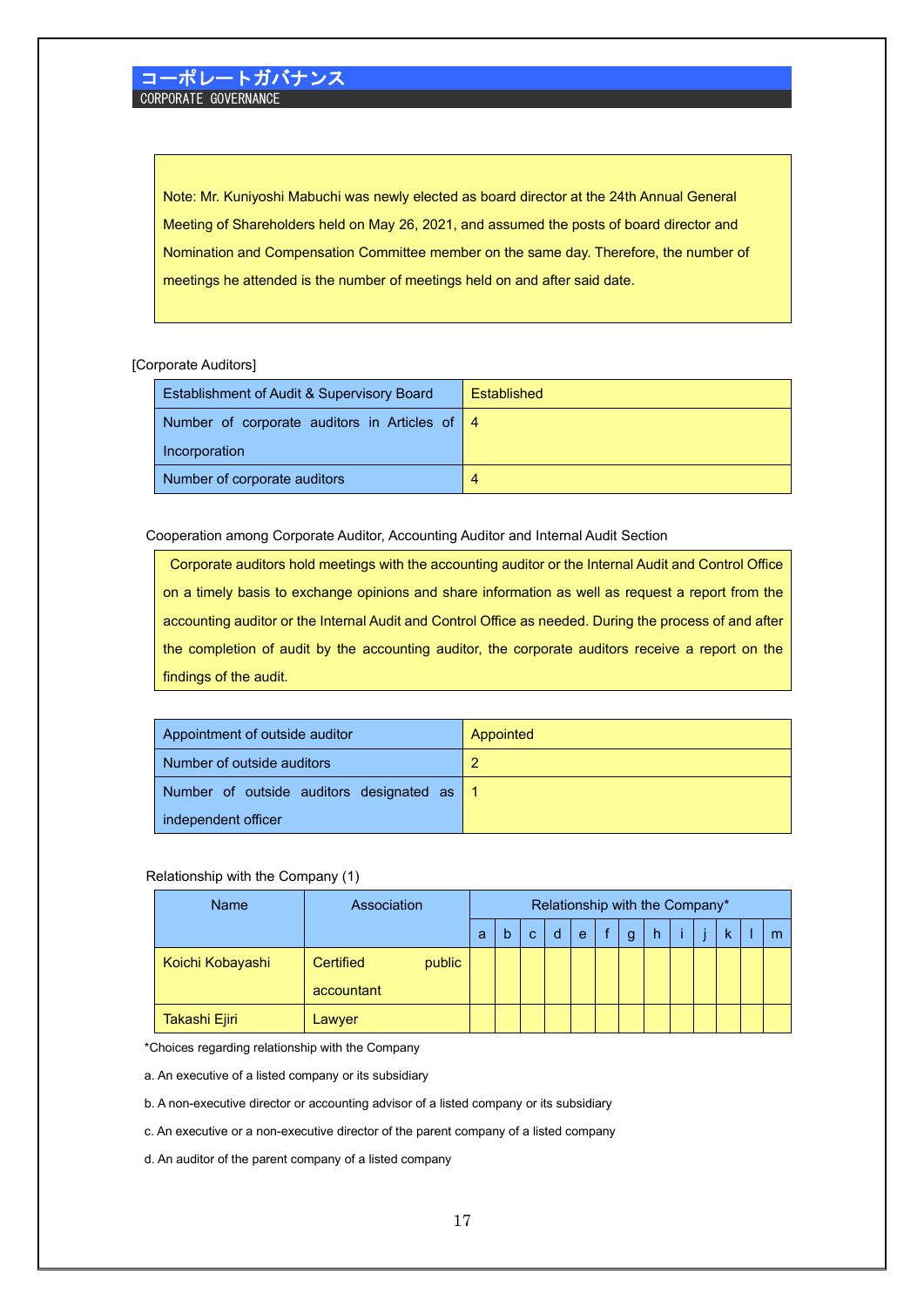# コーポレートガバナンス
CORPORATE GOVERNANCE

Note: Mr. Kuniyoshi Mabuchi was newly elected as board director at the 24th Annual General Meeting of Shareholders held on May 26, 2021, and assumed the posts of board director and Nomination and Compensation Committee member on the same day. Therefore, the number of meetings he attended is the number of meetings held on and after said date.

[Corporate Auditors]

| Establishment of Audit & Supervisory Board | Established |
|---|---|
| Number of corporate auditors in Articles of Incorporation | 4 |
| Number of corporate auditors | 4 |

Cooperation among Corporate Auditor, Accounting Auditor and Internal Audit Section

Corporate auditors hold meetings with the accounting auditor or the Internal Audit and Control Office on a timely basis to exchange opinions and share information as well as request a report from the accounting auditor or the Internal Audit and Control Office as needed. During the process of and after the completion of audit by the accounting auditor, the corporate auditors receive a report on the findings of the audit.

| Appointment of outside auditor | Appointed |
|---|---|
| Number of outside auditors | 2 |
| Number of outside auditors designated as independent officer | 1 |

Relationship with the Company (1)

| Name | Association | Relationship with the Company* | | | | | | | | | | | | |
|---|---|---|---|---|---|---|---|---|---|---|---|---|---|---|
| | | a | b | c | d | e | f | g | h | i | j | k | l | m |
| Koichi Kobayashi | Certified public accountant | | | | | | | | | | | | | |
| Takashi Ejiri | Lawyer | | | | | | | | | | | | | |

*Choices regarding relationship with the Company

a. An executive of a listed company or its subsidiary

b. A non-executive director or accounting advisor of a listed company or its subsidiary

c. An executive or a non-executive director of the parent company of a listed company

d. An auditor of the parent company of a listed company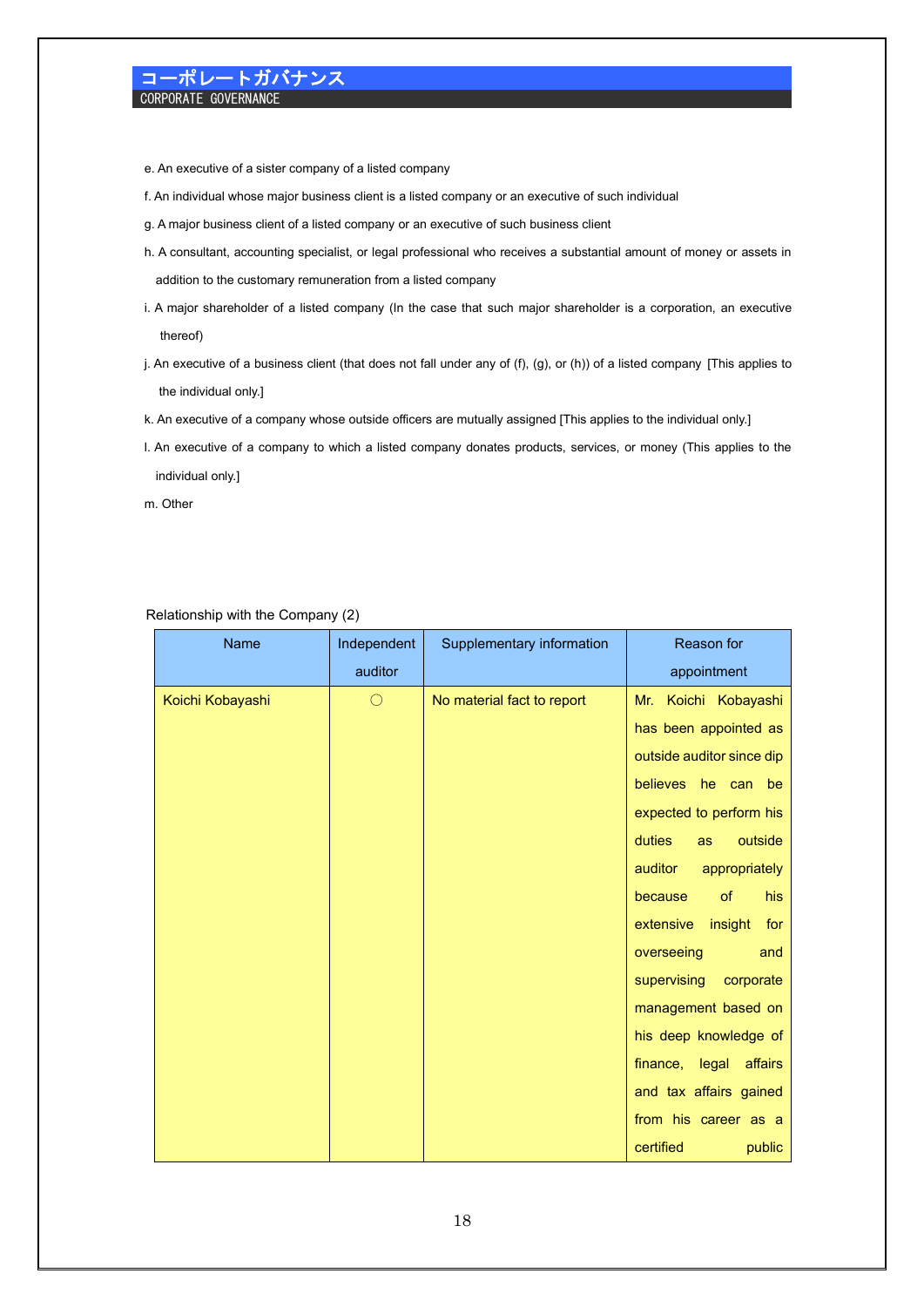e. An executive of a sister company of a listed company

f. An individual whose major business client is a listed company or an executive of such individual

g. A major business client of a listed company or an executive of such business client

h. A consultant, accounting specialist, or legal professional who receives a substantial amount of money or assets in addition to the customary remuneration from a listed company

i. A major shareholder of a listed company (In the case that such major shareholder is a corporation, an executive thereof)

j. An executive of a business client (that does not fall under any of (f), (g), or (h)) of a listed company [This applies to the individual only.]

k. An executive of a company whose outside officers are mutually assigned [This applies to the individual only.]

l. An executive of a company to which a listed company donates products, services, or money (This applies to the individual only.]

m. Other

Relationship with the Company (2)

| Name | Independent auditor | Supplementary information | Reason for appointment |
|---|---|---|---|
| Koichi Kobayashi | ○ | No material fact to report | Mr. Koichi Kobayashi has been appointed as outside auditor since dip believes he can be expected to perform his duties as outside auditor appropriately because of his extensive insight for overseeing and supervising corporate management based on his deep knowledge of finance, legal affairs and tax affairs gained from his career as a certified public |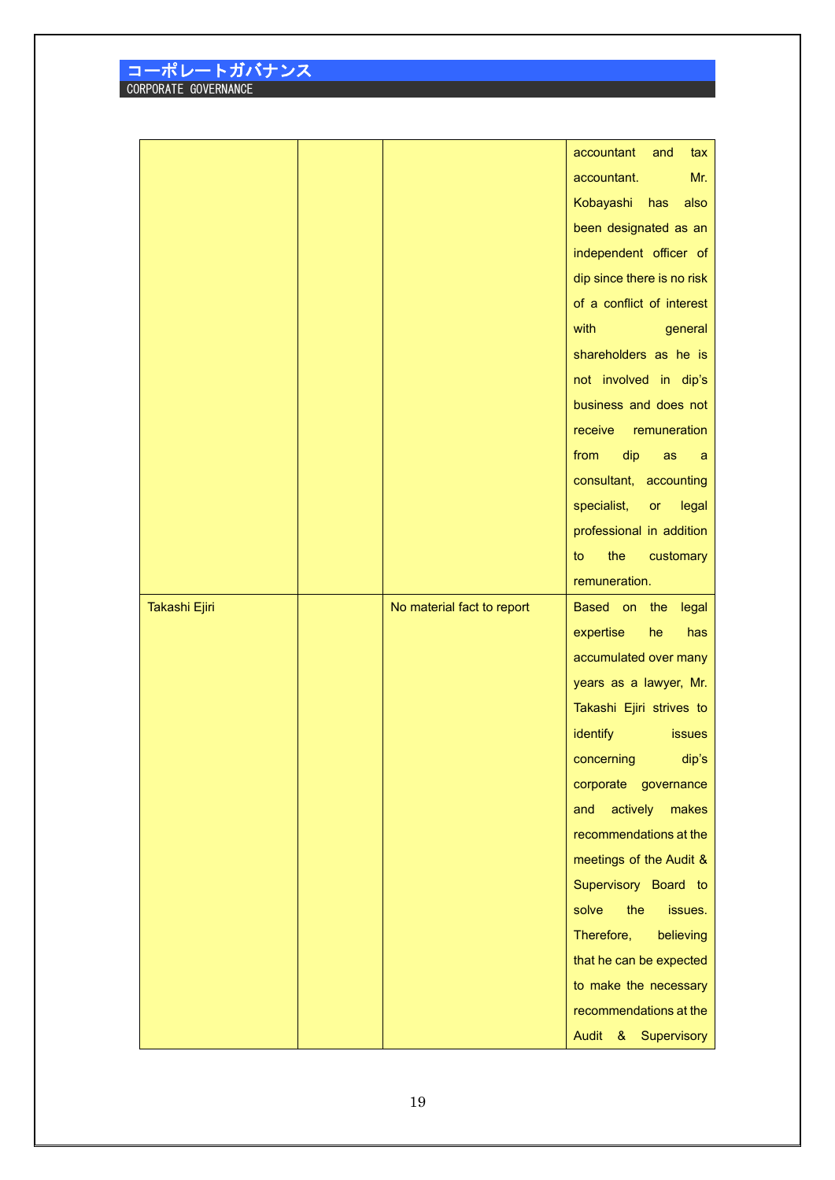| | | | |
|---|---|---|---|
| | | | accountant and tax accountant. Mr. Kobayashi has also been designated as an independent officer of dip since there is no risk of a conflict of interest with general shareholders as he is not involved in dip's business and does not receive remuneration from dip as a consultant, accounting specialist, or legal professional in addition to the customary remuneration. |
| Takashi Ejiri | | No material fact to report | Based on the legal expertise he has accumulated over many years as a lawyer, Mr. Takashi Ejiri strives to identify issues concerning dip's corporate governance and actively makes recommendations at the meetings of the Audit & Supervisory Board to solve the issues. Therefore, believing that he can be expected to make the necessary recommendations at the Audit & Supervisory |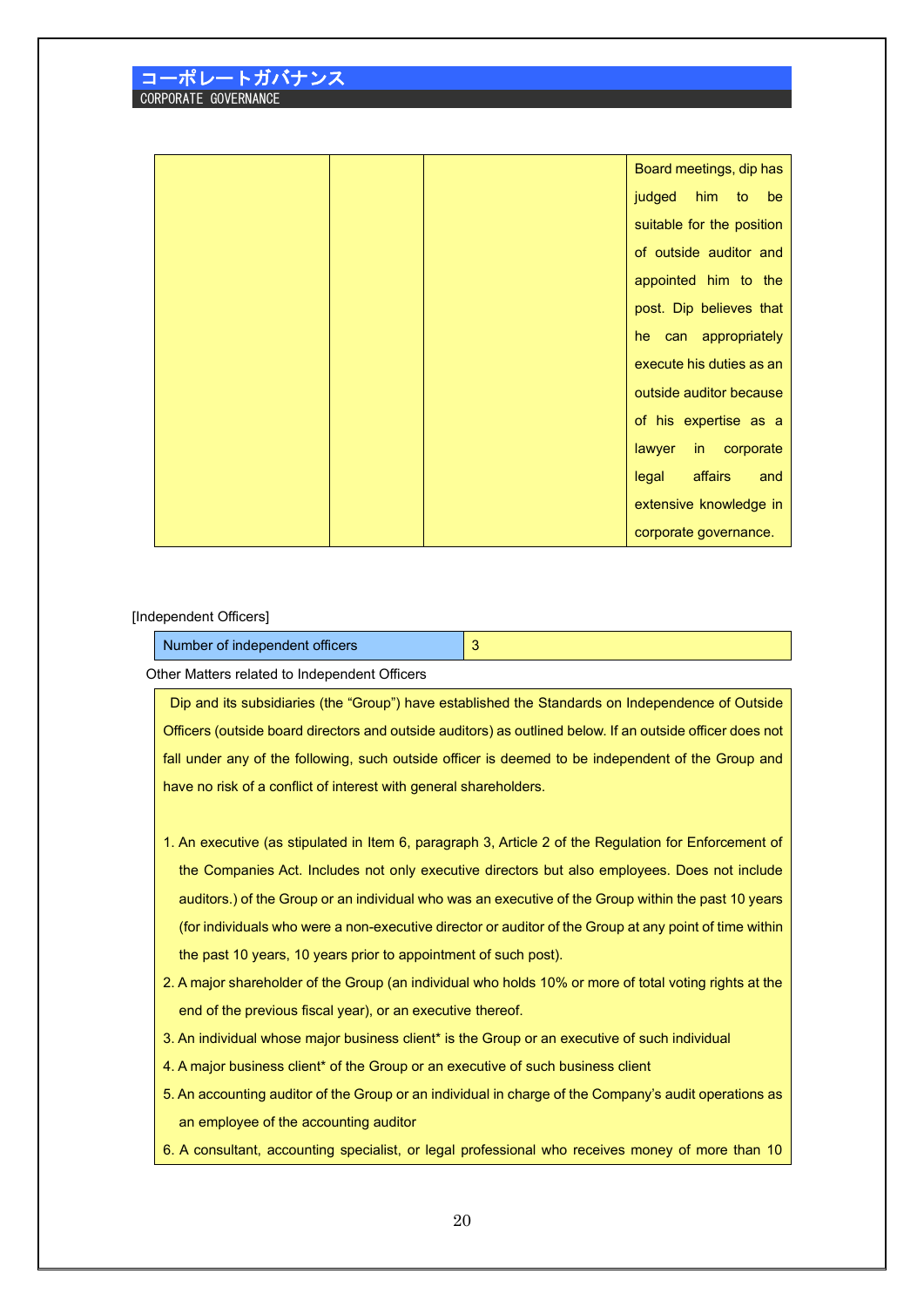| | | | Board meetings, dip has judged him to be suitable for the position of outside auditor and appointed him to the post. Dip believes that he can appropriately execute his duties as an outside auditor because of his expertise as a lawyer in corporate legal affairs and extensive knowledge in corporate governance. |
|---|---|---|---|

[Independent Officers]

| Number of independent officers | 3 |
|---|---|

Other Matters related to Independent Officers

Dip and its subsidiaries (the "Group") have established the Standards on Independence of Outside Officers (outside board directors and outside auditors) as outlined below. If an outside officer does not fall under any of the following, such outside officer is deemed to be independent of the Group and have no risk of a conflict of interest with general shareholders.

1. An executive (as stipulated in Item 6, paragraph 3, Article 2 of the Regulation for Enforcement of the Companies Act. Includes not only executive directors but also employees. Does not include auditors.) of the Group or an individual who was an executive of the Group within the past 10 years (for individuals who were a non-executive director or auditor of the Group at any point of time within the past 10 years, 10 years prior to appointment of such post).
2. A major shareholder of the Group (an individual who holds 10% or more of total voting rights at the end of the previous fiscal year), or an executive thereof.
3. An individual whose major business client* is the Group or an executive of such individual
4. A major business client* of the Group or an executive of such business client
5. An accounting auditor of the Group or an individual in charge of the Company's audit operations as an employee of the accounting auditor
6. A consultant, accounting specialist, or legal professional who receives money of more than 10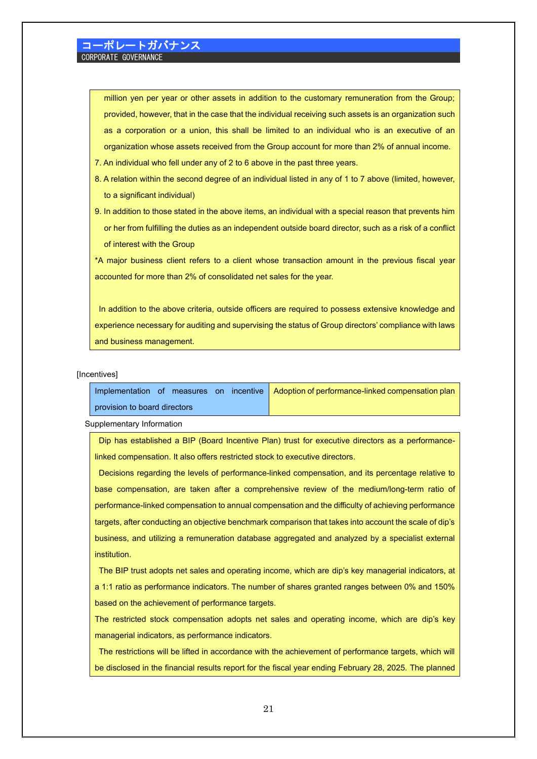million yen per year or other assets in addition to the customary remuneration from the Group; provided, however, that in the case that the individual receiving such assets is an organization such as a corporation or a union, this shall be limited to an individual who is an executive of an organization whose assets received from the Group account for more than 2% of annual income.

7. An individual who fell under any of 2 to 6 above in the past three years.
8. A relation within the second degree of an individual listed in any of 1 to 7 above (limited, however, to a significant individual)
9. In addition to those stated in the above items, an individual with a special reason that prevents him or her from fulfilling the duties as an independent outside board director, such as a risk of a conflict of interest with the Group

*A major business client refers to a client whose transaction amount in the previous fiscal year accounted for more than 2% of consolidated net sales for the year.

In addition to the above criteria, outside officers are required to possess extensive knowledge and experience necessary for auditing and supervising the status of Group directors' compliance with laws and business management.

[Incentives]

| Implementation of measures on incentive provision to board directors | Adoption of performance-linked compensation plan |
|---|---|

Supplementary Information

Dip has established a BIP (Board Incentive Plan) trust for executive directors as a performance-linked compensation. It also offers restricted stock to executive directors.

Decisions regarding the levels of performance-linked compensation, and its percentage relative to base compensation, are taken after a comprehensive review of the medium/long-term ratio of performance-linked compensation to annual compensation and the difficulty of achieving performance targets, after conducting an objective benchmark comparison that takes into account the scale of dip's business, and utilizing a remuneration database aggregated and analyzed by a specialist external institution.

The BIP trust adopts net sales and operating income, which are dip's key managerial indicators, at a 1:1 ratio as performance indicators. The number of shares granted ranges between 0% and 150% based on the achievement of performance targets.

The restricted stock compensation adopts net sales and operating income, which are dip's key managerial indicators, as performance indicators.

The restrictions will be lifted in accordance with the achievement of performance targets, which will be disclosed in the financial results report for the fiscal year ending February 28, 2025. The planned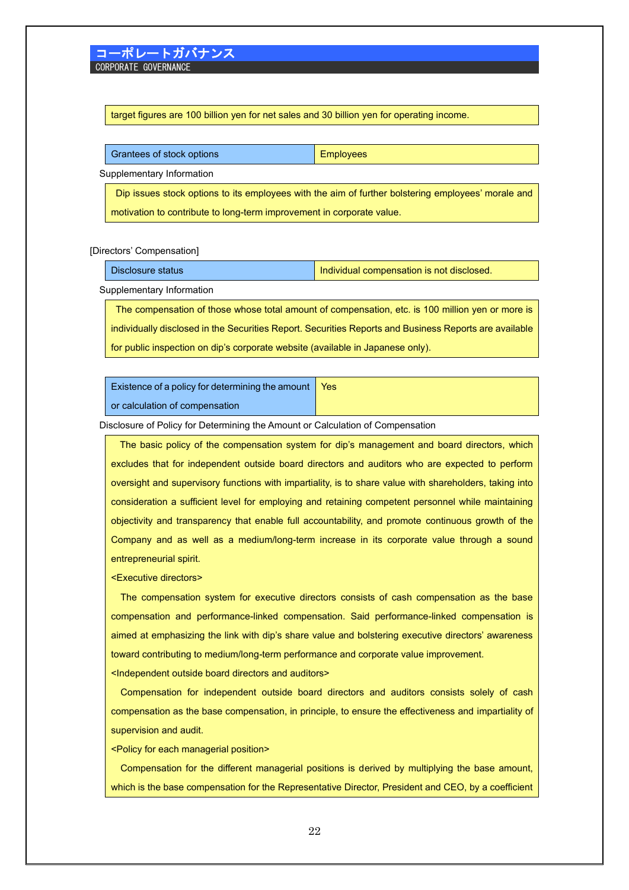target figures are 100 billion yen for net sales and 30 billion yen for operating income.

| Grantees of stock options | Employees |
|---|---|

Supplementary Information

Dip issues stock options to its employees with the aim of further bolstering employees' morale and motivation to contribute to long-term improvement in corporate value.

[Directors' Compensation]

| Disclosure status | Individual compensation is not disclosed. |
|---|---|

Supplementary Information

The compensation of those whose total amount of compensation, etc. is 100 million yen or more is individually disclosed in the Securities Report. Securities Reports and Business Reports are available for public inspection on dip's corporate website (available in Japanese only).

| Existence of a policy for determining the amount or calculation of compensation | Yes |
|---|---|

Disclosure of Policy for Determining the Amount or Calculation of Compensation

The basic policy of the compensation system for dip's management and board directors, which excludes that for independent outside board directors and auditors who are expected to perform oversight and supervisory functions with impartiality, is to share value with shareholders, taking into consideration a sufficient level for employing and retaining competent personnel while maintaining objectivity and transparency that enable full accountability, and promote continuous growth of the Company and as well as a medium/long-term increase in its corporate value through a sound entrepreneurial spirit.

<Executive directors>

The compensation system for executive directors consists of cash compensation as the base compensation and performance-linked compensation. Said performance-linked compensation is aimed at emphasizing the link with dip's share value and bolstering executive directors' awareness toward contributing to medium/long-term performance and corporate value improvement.

<Independent outside board directors and auditors>

Compensation for independent outside board directors and auditors consists solely of cash compensation as the base compensation, in principle, to ensure the effectiveness and impartiality of supervision and audit.

<Policy for each managerial position>

Compensation for the different managerial positions is derived by multiplying the base amount, which is the base compensation for the Representative Director, President and CEO, by a coefficient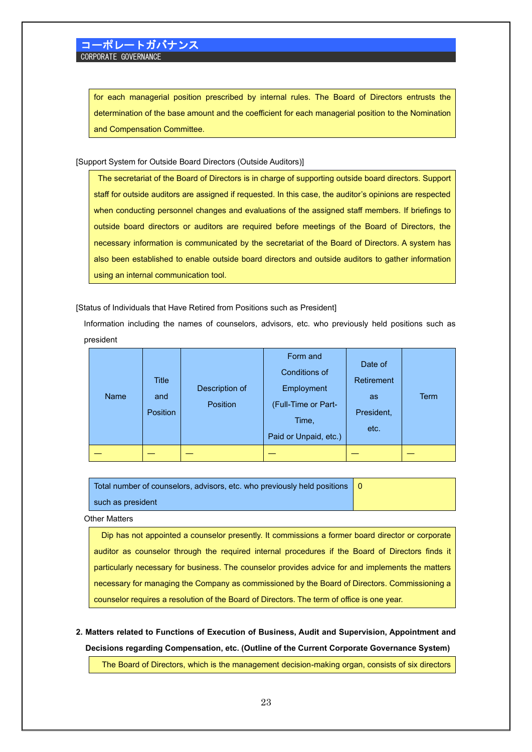for each managerial position prescribed by internal rules. The Board of Directors entrusts the determination of the base amount and the coefficient for each managerial position to the Nomination and Compensation Committee.

[Support System for Outside Board Directors (Outside Auditors)]

The secretariat of the Board of Directors is in charge of supporting outside board directors. Support staff for outside auditors are assigned if requested. In this case, the auditor's opinions are respected when conducting personnel changes and evaluations of the assigned staff members. If briefings to outside board directors or auditors are required before meetings of the Board of Directors, the necessary information is communicated by the secretariat of the Board of Directors. A system has also been established to enable outside board directors and outside auditors to gather information using an internal communication tool.

[Status of Individuals that Have Retired from Positions such as President]

Information including the names of counselors, advisors, etc. who previously held positions such as president

| Name | Title and Position | Description of Position | Form and Conditions of Employment (Full-Time or Part-Time, Paid or Unpaid, etc.) | Date of Retirement as President, etc. | Term |
|---|---|---|---|---|---|
| — | — | — | — | — | — |

| Total number of counselors, advisors, etc. who previously held positions such as president | 0 |
|---|---|

Other Matters

Dip has not appointed a counselor presently. It commissions a former board director or corporate auditor as counselor through the required internal procedures if the Board of Directors finds it particularly necessary for business. The counselor provides advice for and implements the matters necessary for managing the Company as commissioned by the Board of Directors. Commissioning a counselor requires a resolution of the Board of Directors. The term of office is one year.

**2. Matters related to Functions of Execution of Business, Audit and Supervision, Appointment and Decisions regarding Compensation, etc. (Outline of the Current Corporate Governance System)**

The Board of Directors, which is the management decision-making organ, consists of six directors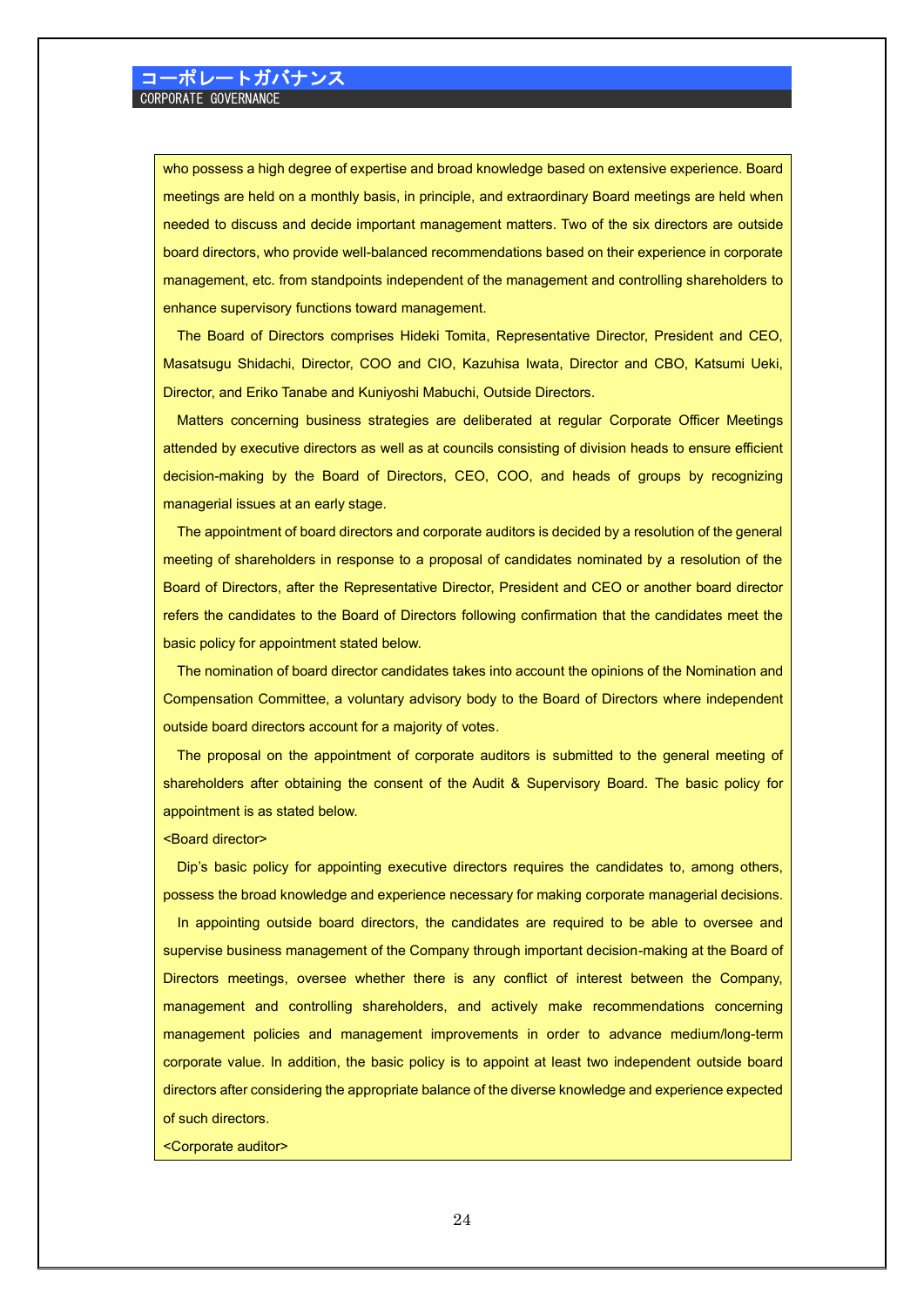who possess a high degree of expertise and broad knowledge based on extensive experience. Board meetings are held on a monthly basis, in principle, and extraordinary Board meetings are held when needed to discuss and decide important management matters. Two of the six directors are outside board directors, who provide well-balanced recommendations based on their experience in corporate management, etc. from standpoints independent of the management and controlling shareholders to enhance supervisory functions toward management.

The Board of Directors comprises Hideki Tomita, Representative Director, President and CEO, Masatsugu Shidachi, Director, COO and CIO, Kazuhisa Iwata, Director and CBO, Katsumi Ueki, Director, and Eriko Tanabe and Kuniyoshi Mabuchi, Outside Directors.

Matters concerning business strategies are deliberated at regular Corporate Officer Meetings attended by executive directors as well as at councils consisting of division heads to ensure efficient decision-making by the Board of Directors, CEO, COO, and heads of groups by recognizing managerial issues at an early stage.

The appointment of board directors and corporate auditors is decided by a resolution of the general meeting of shareholders in response to a proposal of candidates nominated by a resolution of the Board of Directors, after the Representative Director, President and CEO or another board director refers the candidates to the Board of Directors following confirmation that the candidates meet the basic policy for appointment stated below.

The nomination of board director candidates takes into account the opinions of the Nomination and Compensation Committee, a voluntary advisory body to the Board of Directors where independent outside board directors account for a majority of votes.

The proposal on the appointment of corporate auditors is submitted to the general meeting of shareholders after obtaining the consent of the Audit & Supervisory Board. The basic policy for appointment is as stated below.

<Board director>

Dip's basic policy for appointing executive directors requires the candidates to, among others, possess the broad knowledge and experience necessary for making corporate managerial decisions.

In appointing outside board directors, the candidates are required to be able to oversee and supervise business management of the Company through important decision-making at the Board of Directors meetings, oversee whether there is any conflict of interest between the Company, management and controlling shareholders, and actively make recommendations concerning management policies and management improvements in order to advance medium/long-term corporate value. In addition, the basic policy is to appoint at least two independent outside board directors after considering the appropriate balance of the diverse knowledge and experience expected of such directors.

<Corporate auditor>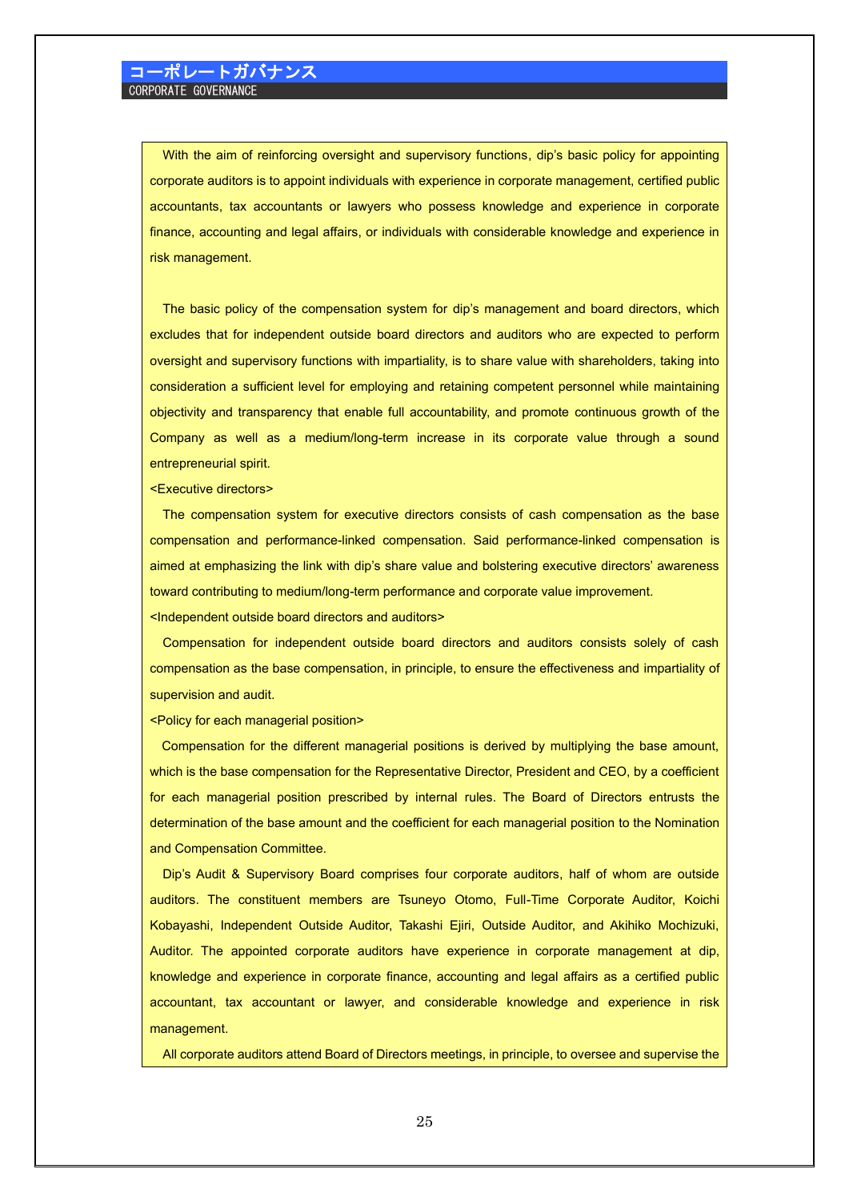## コーポレートガバナンス
CORPORATE GOVERNANCE

With the aim of reinforcing oversight and supervisory functions, dip's basic policy for appointing corporate auditors is to appoint individuals with experience in corporate management, certified public accountants, tax accountants or lawyers who possess knowledge and experience in corporate finance, accounting and legal affairs, or individuals with considerable knowledge and experience in risk management.

The basic policy of the compensation system for dip's management and board directors, which excludes that for independent outside board directors and auditors who are expected to perform oversight and supervisory functions with impartiality, is to share value with shareholders, taking into consideration a sufficient level for employing and retaining competent personnel while maintaining objectivity and transparency that enable full accountability, and promote continuous growth of the Company as well as a medium/long-term increase in its corporate value through a sound entrepreneurial spirit.

<Executive directors>

The compensation system for executive directors consists of cash compensation as the base compensation and performance-linked compensation. Said performance-linked compensation is aimed at emphasizing the link with dip's share value and bolstering executive directors' awareness toward contributing to medium/long-term performance and corporate value improvement.

<Independent outside board directors and auditors>

Compensation for independent outside board directors and auditors consists solely of cash compensation as the base compensation, in principle, to ensure the effectiveness and impartiality of supervision and audit.

<Policy for each managerial position>

Compensation for the different managerial positions is derived by multiplying the base amount, which is the base compensation for the Representative Director, President and CEO, by a coefficient for each managerial position prescribed by internal rules. The Board of Directors entrusts the determination of the base amount and the coefficient for each managerial position to the Nomination and Compensation Committee.

Dip's Audit & Supervisory Board comprises four corporate auditors, half of whom are outside auditors. The constituent members are Tsuneyo Otomo, Full-Time Corporate Auditor, Koichi Kobayashi, Independent Outside Auditor, Takashi Ejiri, Outside Auditor, and Akihiko Mochizuki, Auditor. The appointed corporate auditors have experience in corporate management at dip, knowledge and experience in corporate finance, accounting and legal affairs as a certified public accountant, tax accountant or lawyer, and considerable knowledge and experience in risk management.

All corporate auditors attend Board of Directors meetings, in principle, to oversee and supervise the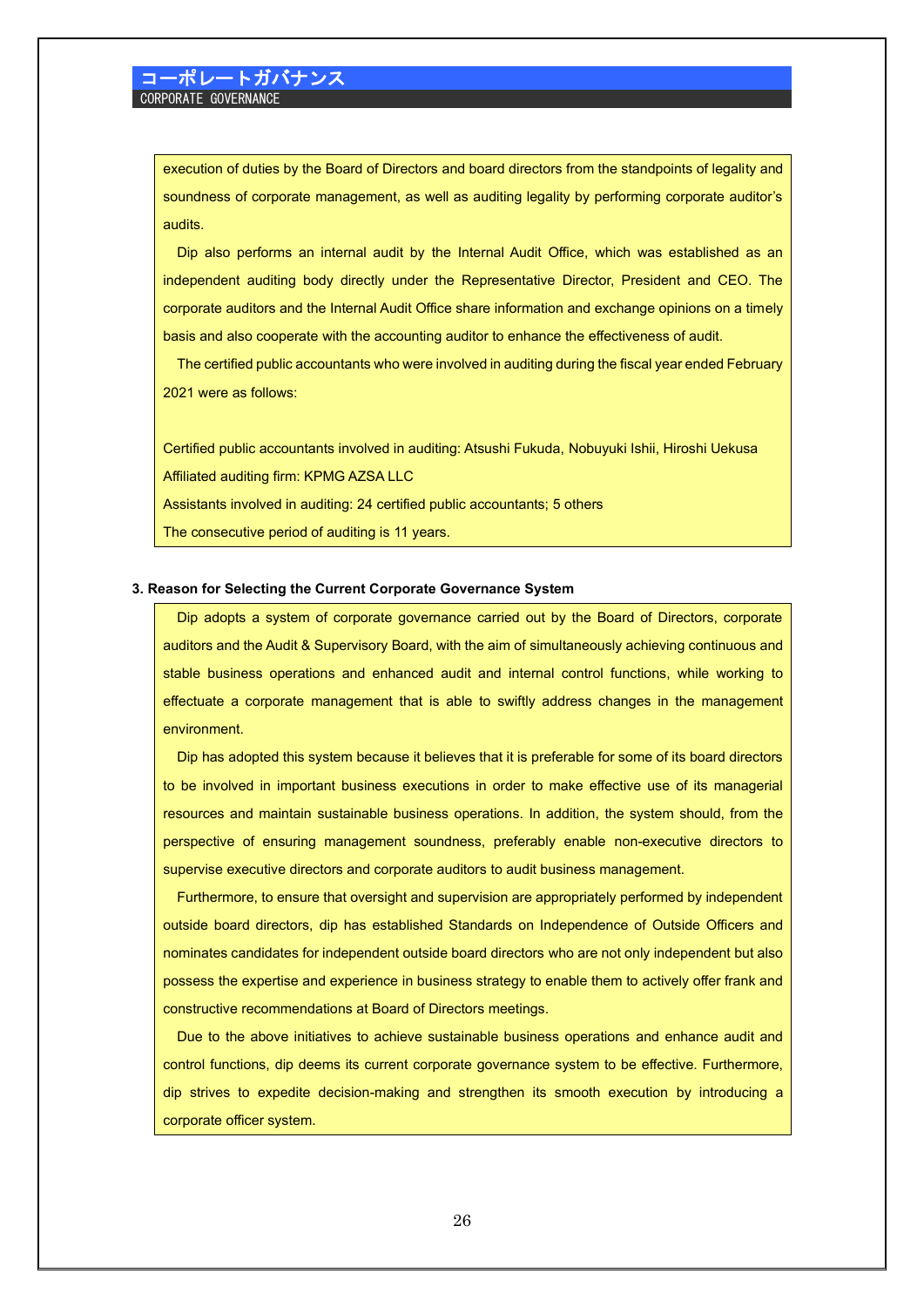execution of duties by the Board of Directors and board directors from the standpoints of legality and soundness of corporate management, as well as auditing legality by performing corporate auditor's audits.

Dip also performs an internal audit by the Internal Audit Office, which was established as an independent auditing body directly under the Representative Director, President and CEO. The corporate auditors and the Internal Audit Office share information and exchange opinions on a timely basis and also cooperate with the accounting auditor to enhance the effectiveness of audit.

The certified public accountants who were involved in auditing during the fiscal year ended February 2021 were as follows:

Certified public accountants involved in auditing: Atsushi Fukuda, Nobuyuki Ishii, Hiroshi Uekusa
Affiliated auditing firm: KPMG AZSA LLC
Assistants involved in auditing: 24 certified public accountants; 5 others
The consecutive period of auditing is 11 years.

**3. Reason for Selecting the Current Corporate Governance System**

Dip adopts a system of corporate governance carried out by the Board of Directors, corporate auditors and the Audit & Supervisory Board, with the aim of simultaneously achieving continuous and stable business operations and enhanced audit and internal control functions, while working to effectuate a corporate management that is able to swiftly address changes in the management environment.

Dip has adopted this system because it believes that it is preferable for some of its board directors to be involved in important business executions in order to make effective use of its managerial resources and maintain sustainable business operations. In addition, the system should, from the perspective of ensuring management soundness, preferably enable non-executive directors to supervise executive directors and corporate auditors to audit business management.

Furthermore, to ensure that oversight and supervision are appropriately performed by independent outside board directors, dip has established Standards on Independence of Outside Officers and nominates candidates for independent outside board directors who are not only independent but also possess the expertise and experience in business strategy to enable them to actively offer frank and constructive recommendations at Board of Directors meetings.

Due to the above initiatives to achieve sustainable business operations and enhance audit and control functions, dip deems its current corporate governance system to be effective. Furthermore, dip strives to expedite decision-making and strengthen its smooth execution by introducing a corporate officer system.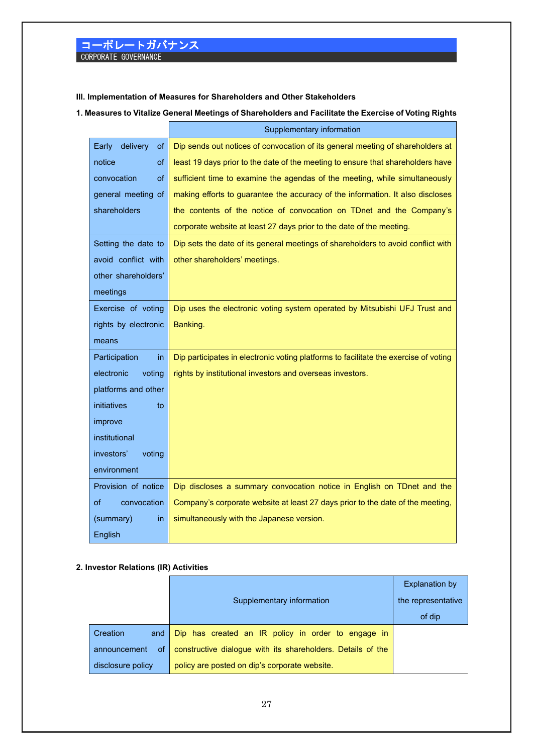コーポレートガバナンス
CORPORATE GOVERNANCE

### III. Implementation of Measures for Shareholders and Other Stakeholders

#### 1. Measures to Vitalize General Meetings of Shareholders and Facilitate the Exercise of Voting Rights

| | Supplementary information |
|---|---|
| Early delivery of notice of convocation of general meeting of shareholders | Dip sends out notices of convocation of its general meeting of shareholders at least 19 days prior to the date of the meeting to ensure that shareholders have sufficient time to examine the agendas of the meeting, while simultaneously making efforts to guarantee the accuracy of the information. It also discloses the contents of the notice of convocation on TDnet and the Company's corporate website at least 27 days prior to the date of the meeting. |
| Setting the date to avoid conflict with other shareholders' meetings | Dip sets the date of its general meetings of shareholders to avoid conflict with other shareholders' meetings. |
| Exercise of voting rights by electronic means | Dip uses the electronic voting system operated by Mitsubishi UFJ Trust and Banking. |
| Participation in electronic voting platforms and other initiatives to improve institutional investors' voting environment | Dip participates in electronic voting platforms to facilitate the exercise of voting rights by institutional investors and overseas investors. |
| Provision of notice of convocation (summary) in English | Dip discloses a summary convocation notice in English on TDnet and the Company's corporate website at least 27 days prior to the date of the meeting, simultaneously with the Japanese version. |

#### 2. Investor Relations (IR) Activities

| | Supplementary information | Explanation by the representative of dip |
|---|---|---|
| Creation and announcement of disclosure policy | Dip has created an IR policy in order to engage in constructive dialogue with its shareholders. Details of the policy are posted on dip's corporate website. | |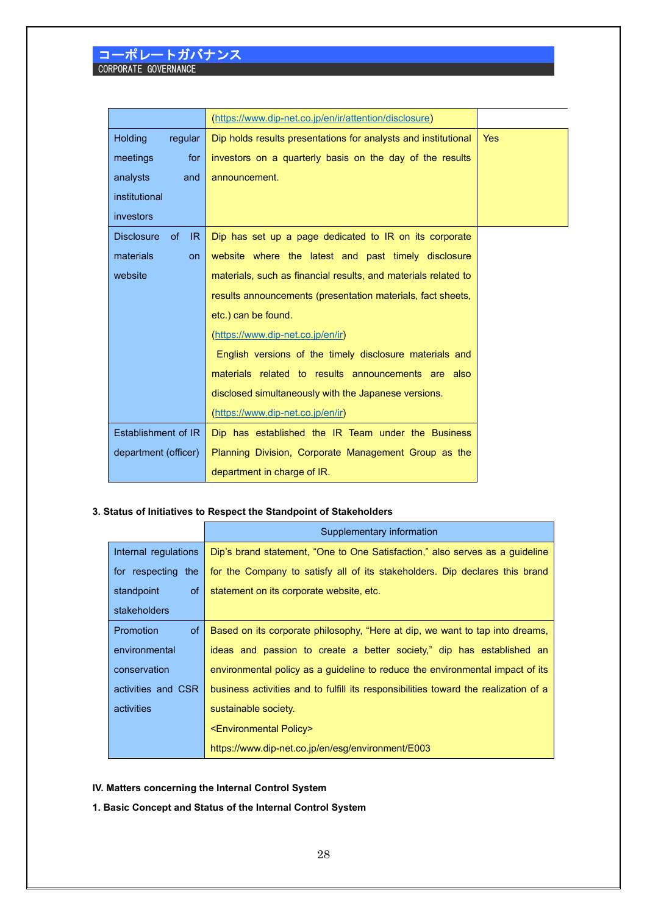| | | |
|---|---|---|
| | (https://www.dip-net.co.jp/en/ir/attention/disclosure) | |
| Holding regular meetings for analysts and institutional investors | Dip holds results presentations for analysts and institutional investors on a quarterly basis on the day of the results announcement. | Yes |
| Disclosure of IR materials on website | Dip has set up a page dedicated to IR on its corporate website where the latest and past timely disclosure materials, such as financial results, and materials related to results announcements (presentation materials, fact sheets, etc.) can be found.<br>(https://www.dip-net.co.jp/en/ir)<br>English versions of the timely disclosure materials and materials related to results announcements are also disclosed simultaneously with the Japanese versions.<br>(https://www.dip-net.co.jp/en/ir) | |
| Establishment of IR department (officer) | Dip has established the IR Team under the Business Planning Division, Corporate Management Group as the department in charge of IR. | |

**3. Status of Initiatives to Respect the Standpoint of Stakeholders**

| | Supplementary information |
|---|---|
| Internal regulations for respecting the standpoint of stakeholders | Dip's brand statement, "One to One Satisfaction," also serves as a guideline for the Company to satisfy all of its stakeholders. Dip declares this brand statement on its corporate website, etc. |
| Promotion of environmental conservation activities and CSR activities | Based on its corporate philosophy, "Here at dip, we want to tap into dreams, ideas and passion to create a better society," dip has established an environmental policy as a guideline to reduce the environmental impact of its business activities and to fulfill its responsibilities toward the realization of a sustainable society.<br><Environmental Policy><br>https://www.dip-net.co.jp/en/esg/environment/E003 |

**IV. Matters concerning the Internal Control System**

**1. Basic Concept and Status of the Internal Control System**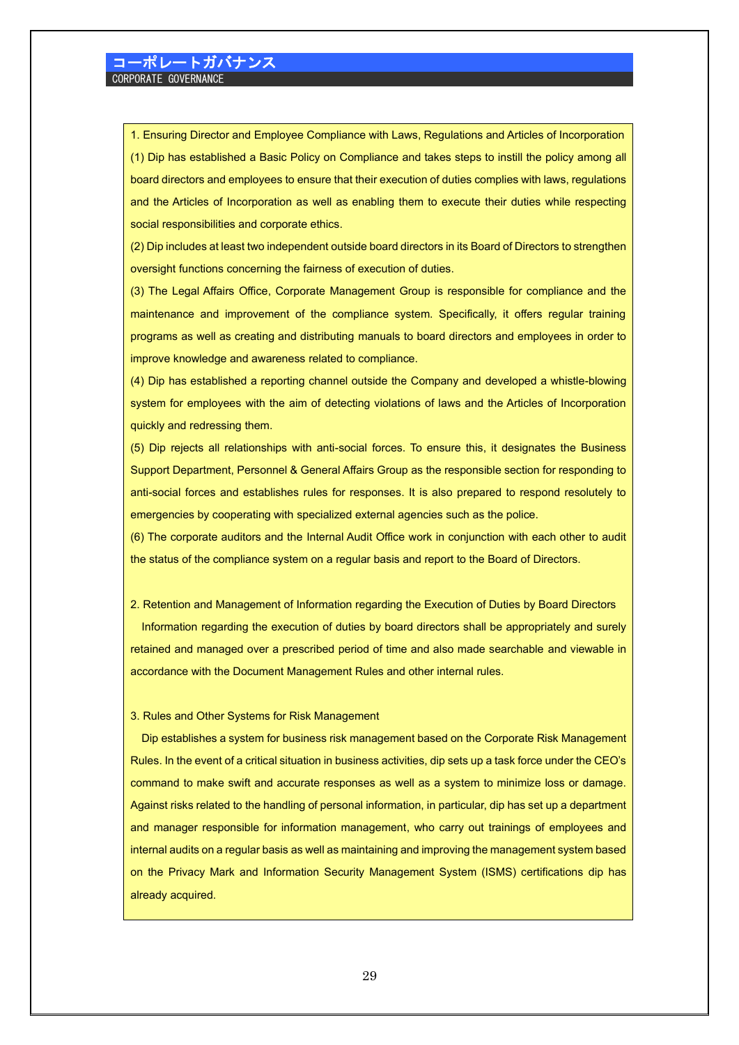# コーポレートガバナンス

CORPORATE GOVERNANCE

1. Ensuring Director and Employee Compliance with Laws, Regulations and Articles of Incorporation

(1) Dip has established a Basic Policy on Compliance and takes steps to instill the policy among all board directors and employees to ensure that their execution of duties complies with laws, regulations and the Articles of Incorporation as well as enabling them to execute their duties while respecting social responsibilities and corporate ethics.

(2) Dip includes at least two independent outside board directors in its Board of Directors to strengthen oversight functions concerning the fairness of execution of duties.

(3) The Legal Affairs Office, Corporate Management Group is responsible for compliance and the maintenance and improvement of the compliance system. Specifically, it offers regular training programs as well as creating and distributing manuals to board directors and employees in order to improve knowledge and awareness related to compliance.

(4) Dip has established a reporting channel outside the Company and developed a whistle-blowing system for employees with the aim of detecting violations of laws and the Articles of Incorporation quickly and redressing them.

(5) Dip rejects all relationships with anti-social forces. To ensure this, it designates the Business Support Department, Personnel & General Affairs Group as the responsible section for responding to anti-social forces and establishes rules for responses. It is also prepared to respond resolutely to emergencies by cooperating with specialized external agencies such as the police.

(6) The corporate auditors and the Internal Audit Office work in conjunction with each other to audit the status of the compliance system on a regular basis and report to the Board of Directors.

2. Retention and Management of Information regarding the Execution of Duties by Board Directors

Information regarding the execution of duties by board directors shall be appropriately and surely retained and managed over a prescribed period of time and also made searchable and viewable in accordance with the Document Management Rules and other internal rules.

3. Rules and Other Systems for Risk Management

Dip establishes a system for business risk management based on the Corporate Risk Management Rules. In the event of a critical situation in business activities, dip sets up a task force under the CEO's command to make swift and accurate responses as well as a system to minimize loss or damage. Against risks related to the handling of personal information, in particular, dip has set up a department and manager responsible for information management, who carry out trainings of employees and internal audits on a regular basis as well as maintaining and improving the management system based on the Privacy Mark and Information Security Management System (ISMS) certifications dip has already acquired.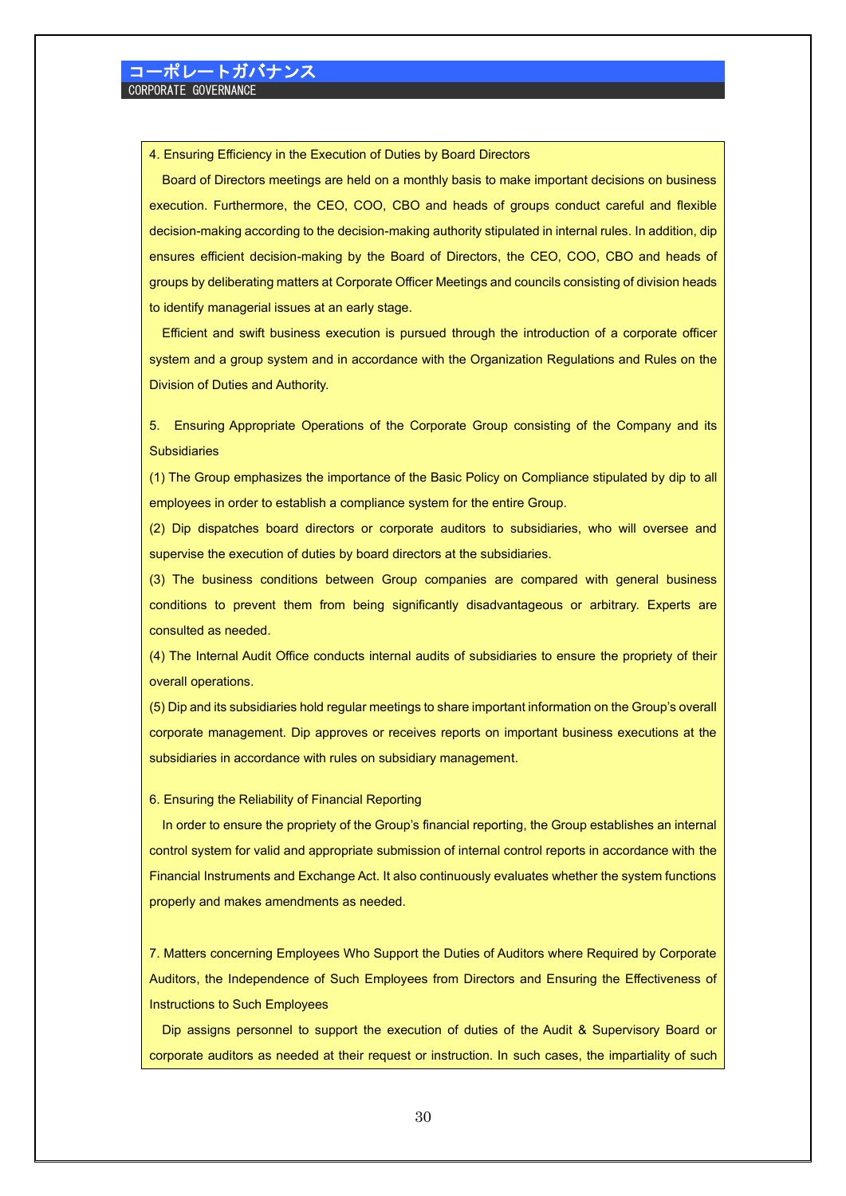4. Ensuring Efficiency in the Execution of Duties by Board Directors

Board of Directors meetings are held on a monthly basis to make important decisions on business execution. Furthermore, the CEO, COO, CBO and heads of groups conduct careful and flexible decision-making according to the decision-making authority stipulated in internal rules. In addition, dip ensures efficient decision-making by the Board of Directors, the CEO, COO, CBO and heads of groups by deliberating matters at Corporate Officer Meetings and councils consisting of division heads to identify managerial issues at an early stage.

Efficient and swift business execution is pursued through the introduction of a corporate officer system and a group system and in accordance with the Organization Regulations and Rules on the Division of Duties and Authority.

5. Ensuring Appropriate Operations of the Corporate Group consisting of the Company and its Subsidiaries

(1) The Group emphasizes the importance of the Basic Policy on Compliance stipulated by dip to all employees in order to establish a compliance system for the entire Group.

(2) Dip dispatches board directors or corporate auditors to subsidiaries, who will oversee and supervise the execution of duties by board directors at the subsidiaries.

(3) The business conditions between Group companies are compared with general business conditions to prevent them from being significantly disadvantageous or arbitrary. Experts are consulted as needed.

(4) The Internal Audit Office conducts internal audits of subsidiaries to ensure the propriety of their overall operations.

(5) Dip and its subsidiaries hold regular meetings to share important information on the Group's overall corporate management. Dip approves or receives reports on important business executions at the subsidiaries in accordance with rules on subsidiary management.

6. Ensuring the Reliability of Financial Reporting

In order to ensure the propriety of the Group's financial reporting, the Group establishes an internal control system for valid and appropriate submission of internal control reports in accordance with the Financial Instruments and Exchange Act. It also continuously evaluates whether the system functions properly and makes amendments as needed.

7. Matters concerning Employees Who Support the Duties of Auditors where Required by Corporate Auditors, the Independence of Such Employees from Directors and Ensuring the Effectiveness of Instructions to Such Employees

Dip assigns personnel to support the execution of duties of the Audit & Supervisory Board or corporate auditors as needed at their request or instruction. In such cases, the impartiality of such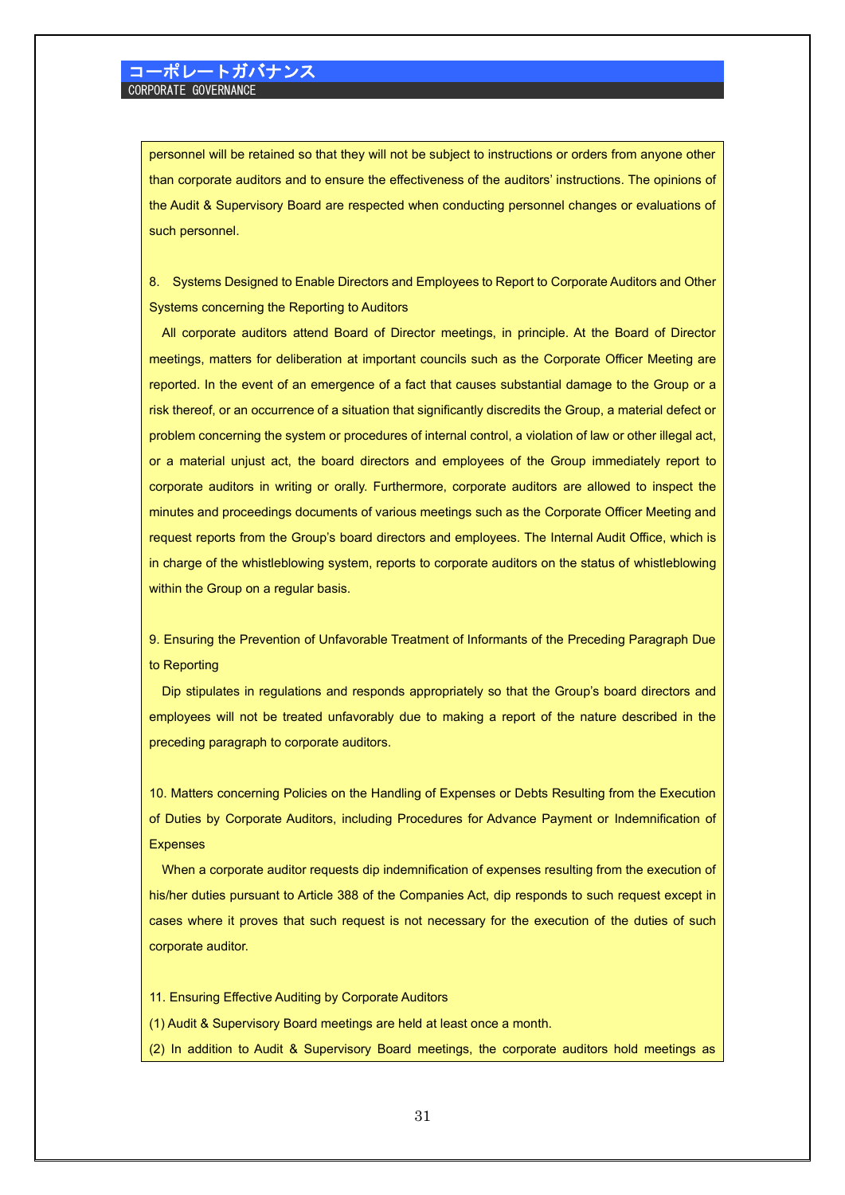personnel will be retained so that they will not be subject to instructions or orders from anyone other than corporate auditors and to ensure the effectiveness of the auditors' instructions. The opinions of the Audit & Supervisory Board are respected when conducting personnel changes or evaluations of such personnel.

8. Systems Designed to Enable Directors and Employees to Report to Corporate Auditors and Other Systems concerning the Reporting to Auditors

All corporate auditors attend Board of Director meetings, in principle. At the Board of Director meetings, matters for deliberation at important councils such as the Corporate Officer Meeting are reported. In the event of an emergence of a fact that causes substantial damage to the Group or a risk thereof, or an occurrence of a situation that significantly discredits the Group, a material defect or problem concerning the system or procedures of internal control, a violation of law or other illegal act, or a material unjust act, the board directors and employees of the Group immediately report to corporate auditors in writing or orally. Furthermore, corporate auditors are allowed to inspect the minutes and proceedings documents of various meetings such as the Corporate Officer Meeting and request reports from the Group's board directors and employees. The Internal Audit Office, which is in charge of the whistleblowing system, reports to corporate auditors on the status of whistleblowing within the Group on a regular basis.

9. Ensuring the Prevention of Unfavorable Treatment of Informants of the Preceding Paragraph Due to Reporting

Dip stipulates in regulations and responds appropriately so that the Group's board directors and employees will not be treated unfavorably due to making a report of the nature described in the preceding paragraph to corporate auditors.

10. Matters concerning Policies on the Handling of Expenses or Debts Resulting from the Execution of Duties by Corporate Auditors, including Procedures for Advance Payment or Indemnification of Expenses

When a corporate auditor requests dip indemnification of expenses resulting from the execution of his/her duties pursuant to Article 388 of the Companies Act, dip responds to such request except in cases where it proves that such request is not necessary for the execution of the duties of such corporate auditor.

11. Ensuring Effective Auditing by Corporate Auditors

(1) Audit & Supervisory Board meetings are held at least once a month.

(2) In addition to Audit & Supervisory Board meetings, the corporate auditors hold meetings as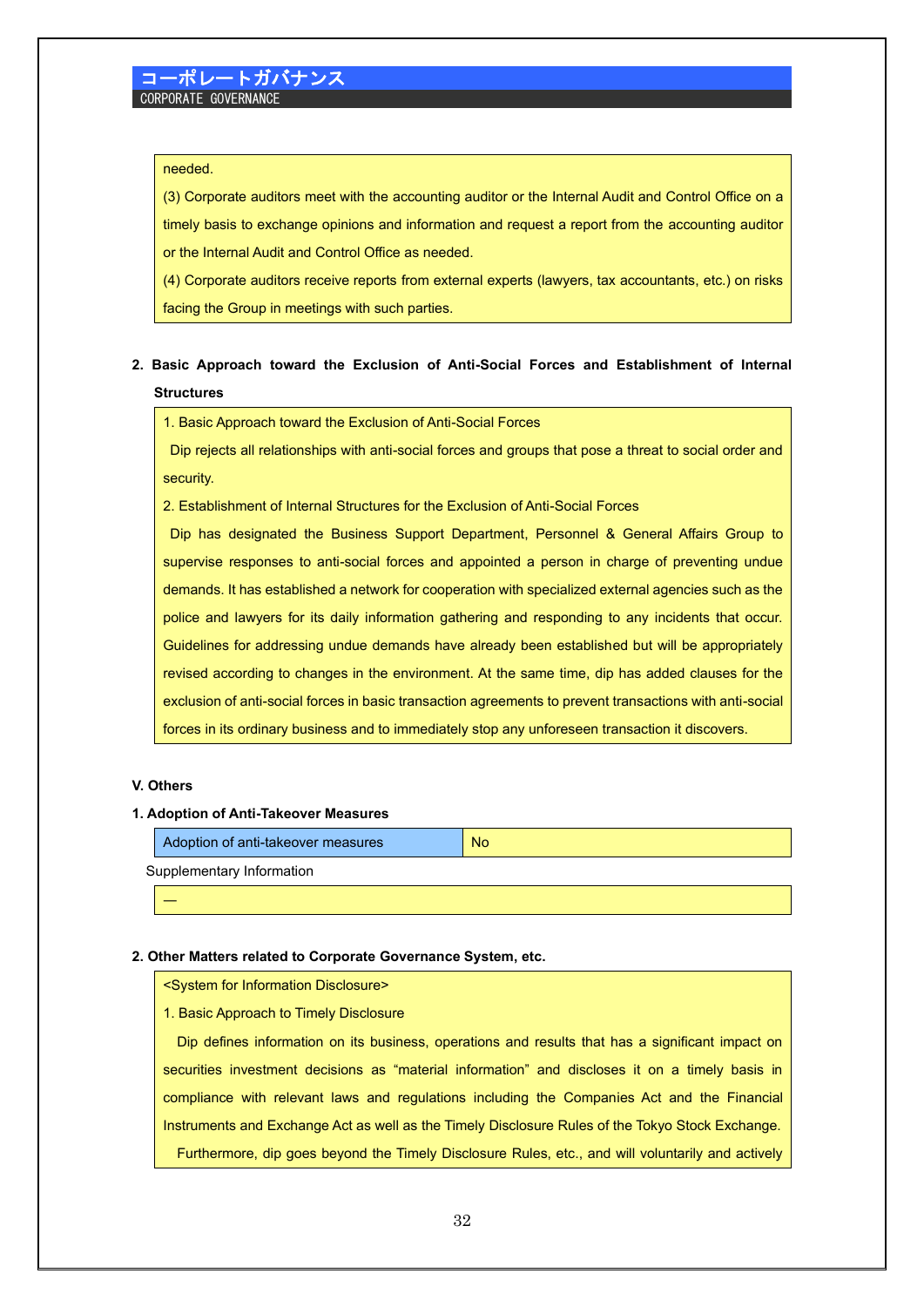needed.

(3) Corporate auditors meet with the accounting auditor or the Internal Audit and Control Office on a timely basis to exchange opinions and information and request a report from the accounting auditor or the Internal Audit and Control Office as needed.

(4) Corporate auditors receive reports from external experts (lawyers, tax accountants, etc.) on risks facing the Group in meetings with such parties.

**2. Basic Approach toward the Exclusion of Anti-Social Forces and Establishment of Internal Structures**

1. Basic Approach toward the Exclusion of Anti-Social Forces

Dip rejects all relationships with anti-social forces and groups that pose a threat to social order and security.

2. Establishment of Internal Structures for the Exclusion of Anti-Social Forces

Dip has designated the Business Support Department, Personnel & General Affairs Group to supervise responses to anti-social forces and appointed a person in charge of preventing undue demands. It has established a network for cooperation with specialized external agencies such as the police and lawyers for its daily information gathering and responding to any incidents that occur. Guidelines for addressing undue demands have already been established but will be appropriately revised according to changes in the environment. At the same time, dip has added clauses for the exclusion of anti-social forces in basic transaction agreements to prevent transactions with anti-social forces in its ordinary business and to immediately stop any unforeseen transaction it discovers.

**V. Others**

**1. Adoption of Anti-Takeover Measures**

| Adoption of anti-takeover measures | No |
|---|---|

Supplementary Information

—

**2. Other Matters related to Corporate Governance System, etc.**

<System for Information Disclosure>

1. Basic Approach to Timely Disclosure

Dip defines information on its business, operations and results that has a significant impact on securities investment decisions as "material information" and discloses it on a timely basis in compliance with relevant laws and regulations including the Companies Act and the Financial Instruments and Exchange Act as well as the Timely Disclosure Rules of the Tokyo Stock Exchange.

Furthermore, dip goes beyond the Timely Disclosure Rules, etc., and will voluntarily and actively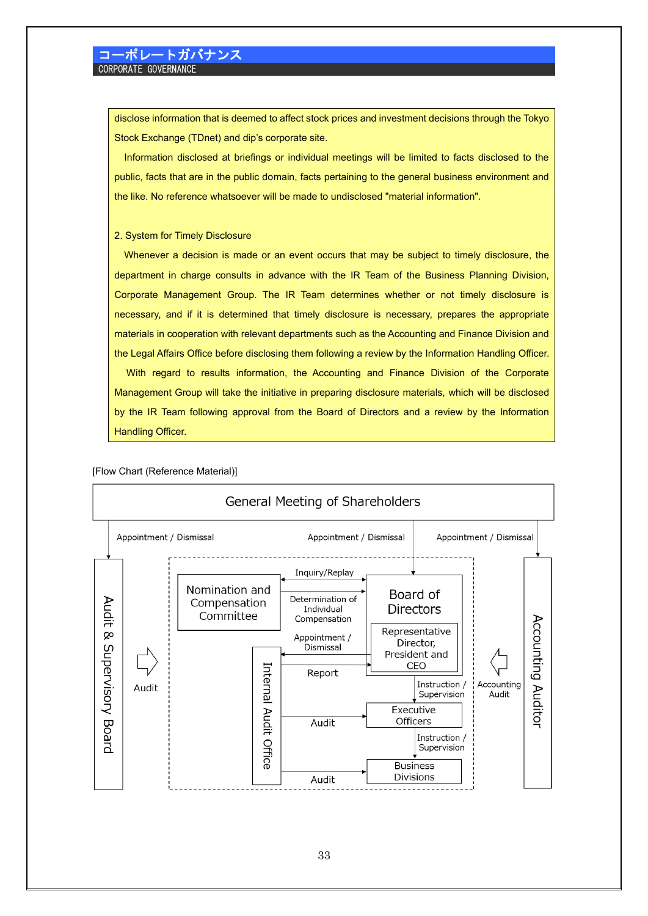# コーポレートガバナンス
CORPORATE GOVERNANCE

disclose information that is deemed to affect stock prices and investment decisions through the Tokyo Stock Exchange (TDnet) and dip's corporate site.

Information disclosed at briefings or individual meetings will be limited to facts disclosed to the public, facts that are in the public domain, facts pertaining to the general business environment and the like. No reference whatsoever will be made to undisclosed "material information".

2. System for Timely Disclosure

Whenever a decision is made or an event occurs that may be subject to timely disclosure, the department in charge consults in advance with the IR Team of the Business Planning Division, Corporate Management Group. The IR Team determines whether or not timely disclosure is necessary, and if it is determined that timely disclosure is necessary, prepares the appropriate materials in cooperation with relevant departments such as the Accounting and Finance Division and the Legal Affairs Office before disclosing them following a review by the Information Handling Officer.

With regard to results information, the Accounting and Finance Division of the Corporate Management Group will take the initiative in preparing disclosure materials, which will be disclosed by the IR Team following approval from the Board of Directors and a review by the Information Handling Officer.

[Flow Chart (Reference Material)]

General Meeting of Shareholders

Appointment / Dismissal | Appointment / Dismissal | Appointment / Dismissal

Audit & Supervisory Board — Audit

Nomination and Compensation Committee

Inquiry/Replay

Determination of Individual Compensation

Board of Directors

Representative Director, President and CEO

Appointment / Dismissal

Report

Internal Audit Office

Instruction / Supervision

Executive Officers

Audit

Instruction / Supervision

Business Divisions

Audit

Accounting Audit — Accounting Auditor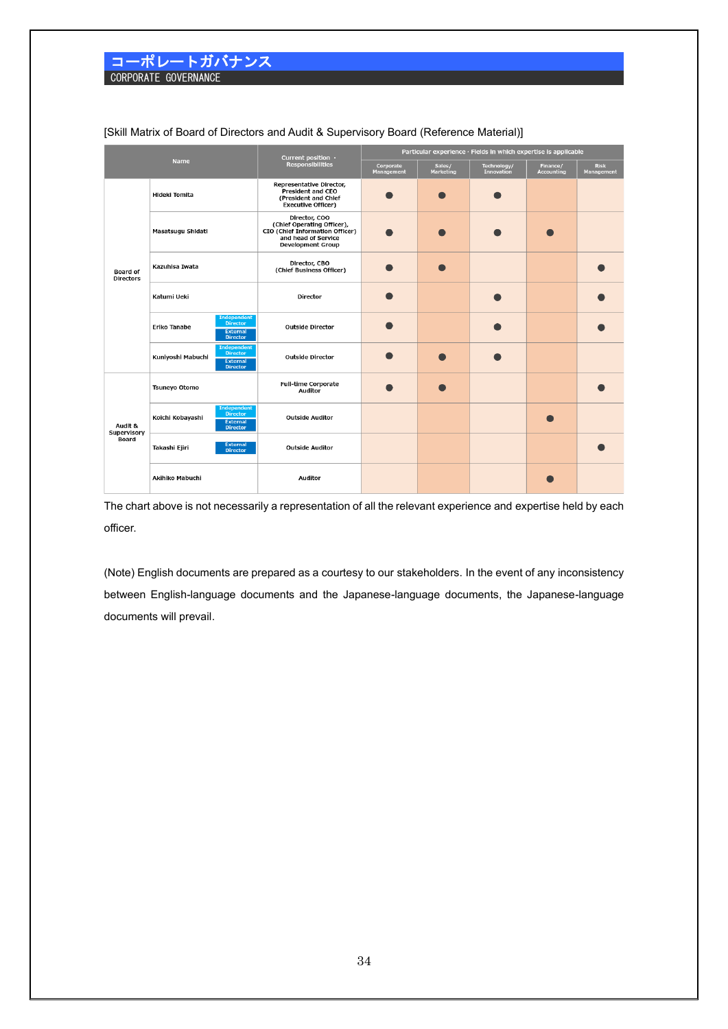## コーポレートガバナンス
CORPORATE GOVERNANCE

[Skill Matrix of Board of Directors and Audit & Supervisory Board (Reference Material)]

| | Name | | Current position・Responsibilities | Particular experience・Fields in which expertise is applicable | | | | |
|---|---|---|---|---|---|---|---|---|
| | | | | Corporate Management | Sales/ Marketing | Technology/ Innovation | Finance/ Accounting | Risk Management |
| Board of Directors | Hideki Tomita | | Representative Director, President and CEO (President and Chief Executive Officer) | ● | ● | ● | | |
| | Masatsugu Shidati | | Director, COO (Chief Operating Officer), CIO (Chief Information Officer) and head of Service Development Group | ● | ● | ● | ● | |
| | Kazuhisa Iwata | | Director, CBO (Chief Business Officer) | ● | ● | | | ● |
| | Katumi Ueki | | Director | ● | | ● | | ● |
| | Eriko Tanabe | Independent Director / External Director | Outside Director | ● | | ● | | ● |
| | Kuniyoshi Mabuchi | Independent Director / External Director | Outside Director | ● | ● | ● | | |
| Audit & Supervisory Board | Tsuneyo Otomo | | Full-time Corporate Auditor | ● | ● | | | ● |
| | Koichi Kobayashi | Independent Director / External Director | Outside Auditor | | | | ● | |
| | Takashi Ejiri | External Director | Outside Auditor | | | | | ● |
| | Akihiko Mabuchi | | Auditor | | | | ● | |

The chart above is not necessarily a representation of all the relevant experience and expertise held by each officer.

(Note) English documents are prepared as a courtesy to our stakeholders. In the event of any inconsistency between English-language documents and the Japanese-language documents, the Japanese-language documents will prevail.